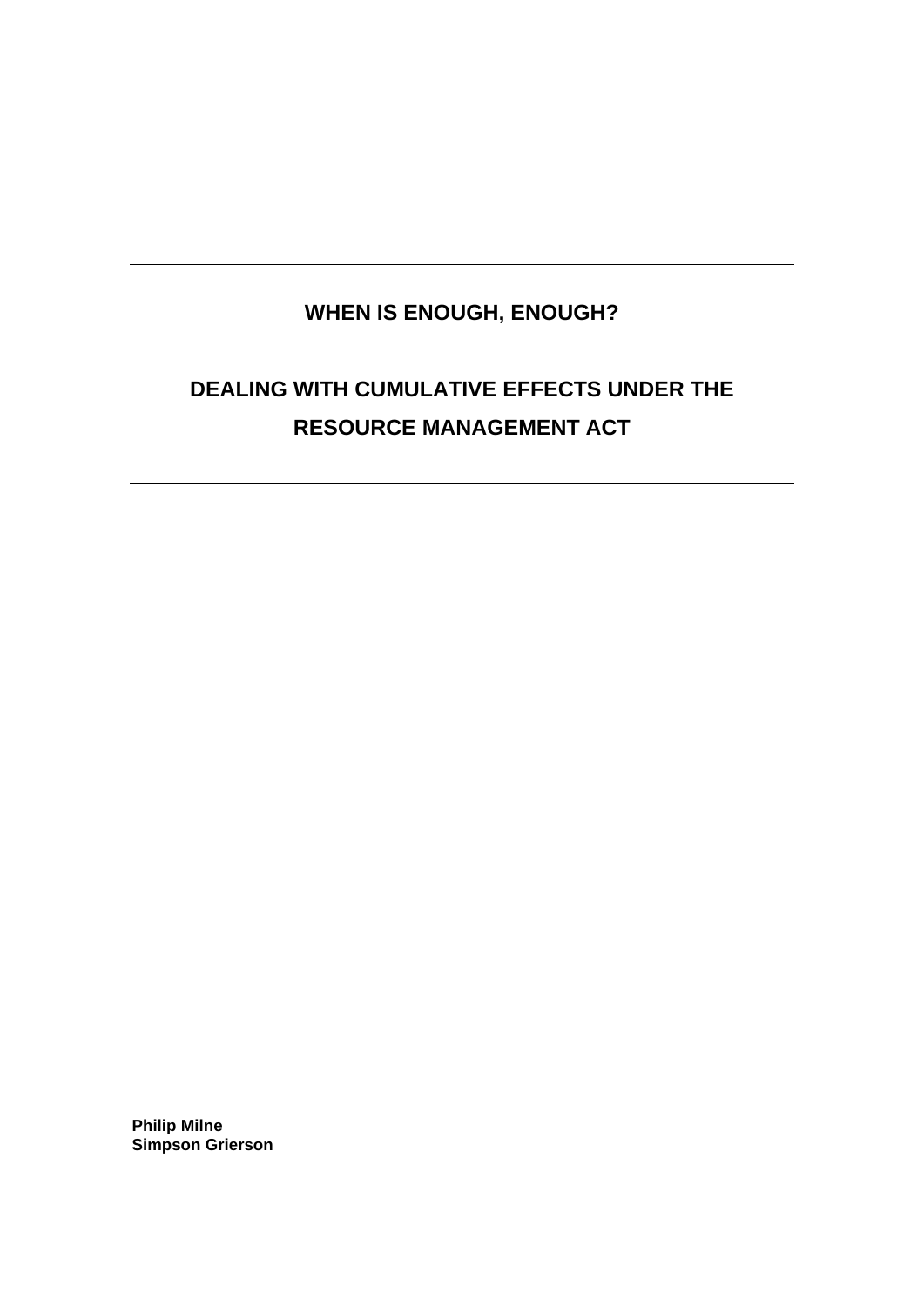# WHEN IS ENOUGH, ENOUGH?

## DEALING WITH CUMULATIVE EFFECTS UNDER THE RESOURCE MANAGEMENT ACT

**Philip Milne**
**Simpson Grierson**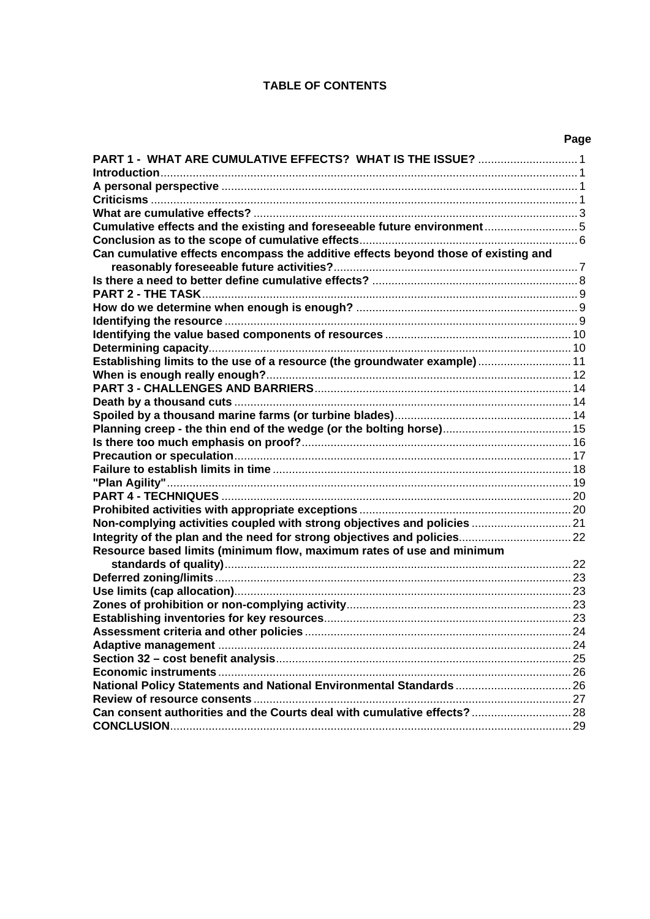# TABLE OF CONTENTS

| | Page |
|---|---|
| **PART 1 - WHAT ARE CUMULATIVE EFFECTS? WHAT IS THE ISSUE?** | 1 |
| **Introduction** | 1 |
| **A personal perspective** | 1 |
| **Criticisms** | 1 |
| **What are cumulative effects?** | 3 |
| **Cumulative effects and the existing and foreseeable future environment** | 5 |
| **Conclusion as to the scope of cumulative effects** | 6 |
| **Can cumulative effects encompass the additive effects beyond those of existing and reasonably foreseeable future activities?** | 7 |
| **Is there a need to better define cumulative effects?** | 8 |
| **PART 2 - THE TASK** | 9 |
| **How do we determine when enough is enough?** | 9 |
| **Identifying the resource** | 9 |
| **Identifying the value based components of resources** | 10 |
| **Determining capacity** | 10 |
| **Establishing limits to the use of a resource (the groundwater example)** | 11 |
| **When is enough really enough?** | 12 |
| **PART 3 - CHALLENGES AND BARRIERS** | 14 |
| **Death by a thousand cuts** | 14 |
| **Spoiled by a thousand marine farms (or turbine blades)** | 14 |
| **Planning creep - the thin end of the wedge (or the bolting horse)** | 15 |
| **Is there too much emphasis on proof?** | 16 |
| **Precaution or speculation** | 17 |
| **Failure to establish limits in time** | 18 |
| **"Plan Agility"** | 19 |
| **PART 4 - TECHNIQUES** | 20 |
| **Prohibited activities with appropriate exceptions** | 20 |
| **Non-complying activities coupled with strong objectives and policies** | 21 |
| **Integrity of the plan and the need for strong objectives and policies** | 22 |
| **Resource based limits (minimum flow, maximum rates of use and minimum standards of quality)** | 22 |
| **Deferred zoning/limits** | 23 |
| **Use limits (cap allocation)** | 23 |
| **Zones of prohibition or non-complying activity** | 23 |
| **Establishing inventories for key resources** | 23 |
| **Assessment criteria and other policies** | 24 |
| **Adaptive management** | 24 |
| **Section 32 – cost benefit analysis** | 25 |
| **Economic instruments** | 26 |
| **National Policy Statements and National Environmental Standards** | 26 |
| **Review of resource consents** | 27 |
| **Can consent authorities and the Courts deal with cumulative effects?** | 28 |
| **CONCLUSION** | 29 |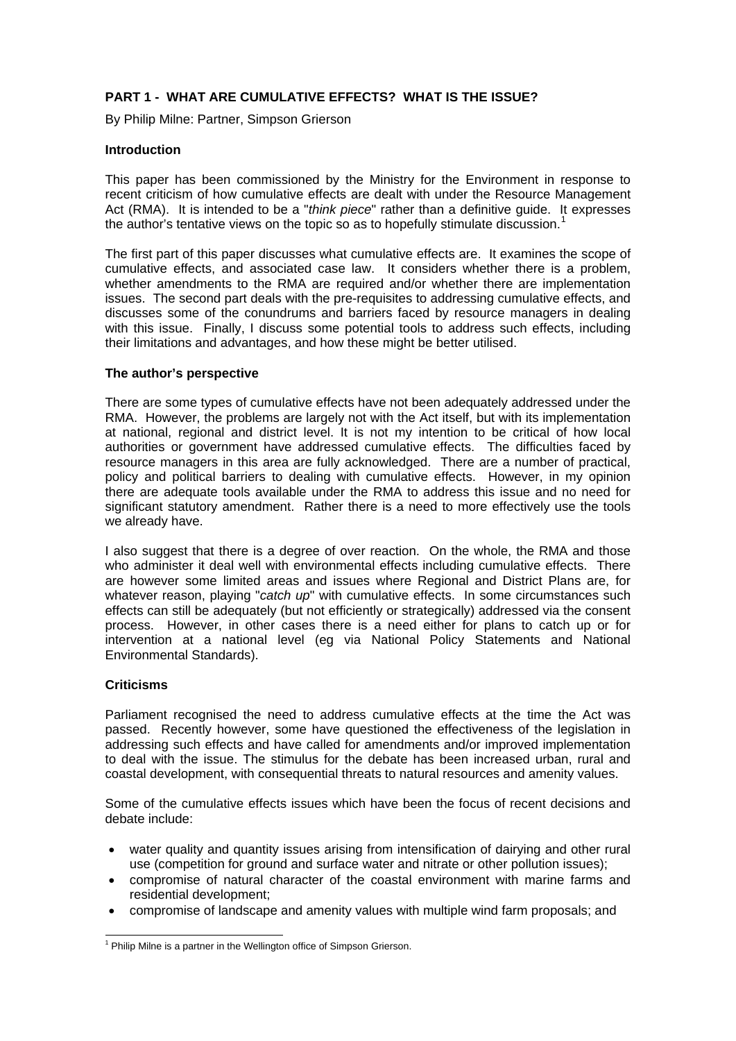## PART 1 - WHAT ARE CUMULATIVE EFFECTS? WHAT IS THE ISSUE?

By Philip Milne: Partner, Simpson Grierson

### Introduction

This paper has been commissioned by the Ministry for the Environment in response to recent criticism of how cumulative effects are dealt with under the Resource Management Act (RMA). It is intended to be a "*think piece*" rather than a definitive guide. It expresses the author's tentative views on the topic so as to hopefully stimulate discussion.[1]

The first part of this paper discusses what cumulative effects are. It examines the scope of cumulative effects, and associated case law. It considers whether there is a problem, whether amendments to the RMA are required and/or whether there are implementation issues. The second part deals with the pre-requisites to addressing cumulative effects, and discusses some of the conundrums and barriers faced by resource managers in dealing with this issue. Finally, I discuss some potential tools to address such effects, including their limitations and advantages, and how these might be better utilised.

### The author's perspective

There are some types of cumulative effects have not been adequately addressed under the RMA. However, the problems are largely not with the Act itself, but with its implementation at national, regional and district level. It is not my intention to be critical of how local authorities or government have addressed cumulative effects. The difficulties faced by resource managers in this area are fully acknowledged. There are a number of practical, policy and political barriers to dealing with cumulative effects. However, in my opinion there are adequate tools available under the RMA to address this issue and no need for significant statutory amendment. Rather there is a need to more effectively use the tools we already have.

I also suggest that there is a degree of over reaction. On the whole, the RMA and those who administer it deal well with environmental effects including cumulative effects. There are however some limited areas and issues where Regional and District Plans are, for whatever reason, playing "*catch up*" with cumulative effects. In some circumstances such effects can still be adequately (but not efficiently or strategically) addressed via the consent process. However, in other cases there is a need either for plans to catch up or for intervention at a national level (eg via National Policy Statements and National Environmental Standards).

### Criticisms

Parliament recognised the need to address cumulative effects at the time the Act was passed. Recently however, some have questioned the effectiveness of the legislation in addressing such effects and have called for amendments and/or improved implementation to deal with the issue. The stimulus for the debate has been increased urban, rural and coastal development, with consequential threats to natural resources and amenity values.

Some of the cumulative effects issues which have been the focus of recent decisions and debate include:

- water quality and quantity issues arising from intensification of dairying and other rural use (competition for ground and surface water and nitrate or other pollution issues);
- compromise of natural character of the coastal environment with marine farms and residential development;
- compromise of landscape and amenity values with multiple wind farm proposals; and

---

[1] Philip Milne is a partner in the Wellington office of Simpson Grierson.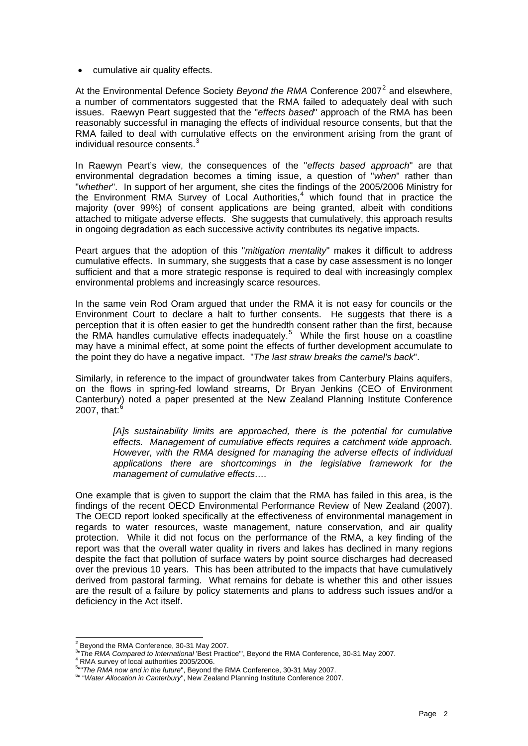- cumulative air quality effects.

At the Environmental Defence Society *Beyond the RMA* Conference 2007[2] and elsewhere, a number of commentators suggested that the RMA failed to adequately deal with such issues. Raewyn Peart suggested that the "*effects based*" approach of the RMA has been reasonably successful in managing the effects of individual resource consents, but that the RMA failed to deal with cumulative effects on the environment arising from the grant of individual resource consents.[3]

In Raewyn Peart's view, the consequences of the "*effects based approach*" are that environmental degradation becomes a timing issue, a question of "*when*" rather than "*whether*". In support of her argument, she cites the findings of the 2005/2006 Ministry for the Environment RMA Survey of Local Authorities,[4] which found that in practice the majority (over 99%) of consent applications are being granted, albeit with conditions attached to mitigate adverse effects. She suggests that cumulatively, this approach results in ongoing degradation as each successive activity contributes its negative impacts.

Peart argues that the adoption of this "*mitigation mentality*" makes it difficult to address cumulative effects. In summary, she suggests that a case by case assessment is no longer sufficient and that a more strategic response is required to deal with increasingly complex environmental problems and increasingly scarce resources.

In the same vein Rod Oram argued that under the RMA it is not easy for councils or the Environment Court to declare a halt to further consents. He suggests that there is a perception that it is often easier to get the hundredth consent rather than the first, because the RMA handles cumulative effects inadequately.[5] While the first house on a coastline may have a minimal effect, at some point the effects of further development accumulate to the point they do have a negative impact. "*The last straw breaks the camel's back*".

Similarly, in reference to the impact of groundwater takes from Canterbury Plains aquifers, on the flows in spring-fed lowland streams, Dr Bryan Jenkins (CEO of Environment Canterbury) noted a paper presented at the New Zealand Planning Institute Conference 2007, that:[6]

> *[A]s sustainability limits are approached, there is the potential for cumulative effects. Management of cumulative effects requires a catchment wide approach. However, with the RMA designed for managing the adverse effects of individual applications there are shortcomings in the legislative framework for the management of cumulative effects….*

One example that is given to support the claim that the RMA has failed in this area, is the findings of the recent OECD Environmental Performance Review of New Zealand (2007). The OECD report looked specifically at the effectiveness of environmental management in regards to water resources, waste management, nature conservation, and air quality protection. While it did not focus on the performance of the RMA, a key finding of the report was that the overall water quality in rivers and lakes has declined in many regions despite the fact that pollution of surface waters by point source discharges had decreased over the previous 10 years. This has been attributed to the impacts that have cumulatively derived from pastoral farming. What remains for debate is whether this and other issues are the result of a failure by policy statements and plans to address such issues and/or a deficiency in the Act itself.

---

[2] Beyond the RMA Conference, 30-31 May 2007.

[3] "*The RMA Compared to International* 'Best Practice'", Beyond the RMA Conference, 30-31 May 2007.

[4] RMA survey of local authorities 2005/2006.

[5] "*The RMA now and in the future*", Beyond the RMA Conference, 30-31 May 2007.

[6] "*Water Allocation in Canterbury*", New Zealand Planning Institute Conference 2007.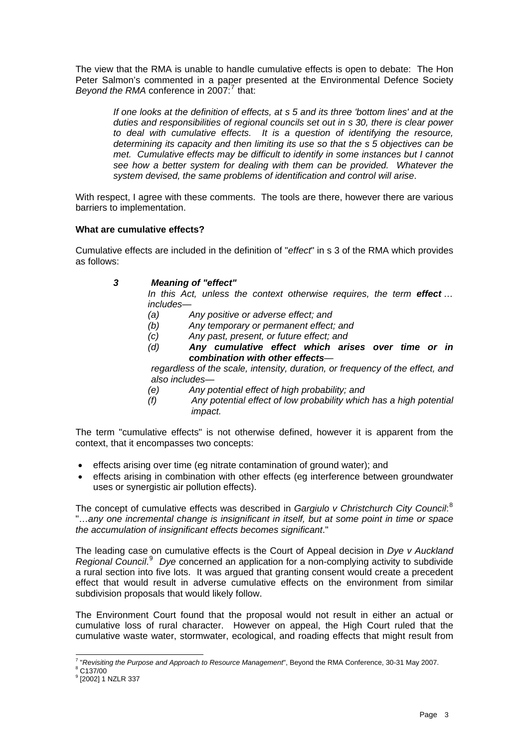The view that the RMA is unable to handle cumulative effects is open to debate: The Hon Peter Salmon's commented in a paper presented at the Environmental Defence Society *Beyond the RMA* conference in 2007:[7] that:

> *If one looks at the definition of effects, at s 5 and its three 'bottom lines' and at the duties and responsibilities of regional councils set out in s 30, there is clear power to deal with cumulative effects. It is a question of identifying the resource, determining its capacity and then limiting its use so that the s 5 objectives can be met. Cumulative effects may be difficult to identify in some instances but I cannot see how a better system for dealing with them can be provided. Whatever the system devised, the same problems of identification and control will arise*.

With respect, I agree with these comments. The tools are there, however there are various barriers to implementation.

**What are cumulative effects?**

Cumulative effects are included in the definition of "*effect*" in s 3 of the RMA which provides as follows:

> ***3 Meaning of "effect"***
>
> *In this Act, unless the context otherwise requires, the term **effect** … includes—*
>
> *(a) Any positive or adverse effect; and*
> *(b) Any temporary or permanent effect; and*
> *(c) Any past, present, or future effect; and*
> ***(d) Any cumulative effect which arises over time or in combination with other effects***—
>
> *regardless of the scale, intensity, duration, or frequency of the effect, and also includes—*
>
> *(e) Any potential effect of high probability; and*
> *(f) Any potential effect of low probability which has a high potential impact.*

The term "cumulative effects" is not otherwise defined, however it is apparent from the context, that it encompasses two concepts:

- effects arising over time (eg nitrate contamination of ground water); and
- effects arising in combination with other effects (eg interference between groundwater uses or synergistic air pollution effects).

The concept of cumulative effects was described in *Gargiulo v Christchurch City Council*:[8] "…*any one incremental change is insignificant in itself, but at some point in time or space the accumulation of insignificant effects becomes significant*."

The leading case on cumulative effects is the Court of Appeal decision in *Dye v Auckland Regional Council*.[9] *Dye* concerned an application for a non-complying activity to subdivide a rural section into five lots. It was argued that granting consent would create a precedent effect that would result in adverse cumulative effects on the environment from similar subdivision proposals that would likely follow.

The Environment Court found that the proposal would not result in either an actual or cumulative loss of rural character. However on appeal, the High Court ruled that the cumulative waste water, stormwater, ecological, and roading effects that might result from

---

[7] "*Revisiting the Purpose and Approach to Resource Management*", Beyond the RMA Conference, 30-31 May 2007.

[8] C137/00

[9] [2002] 1 NZLR 337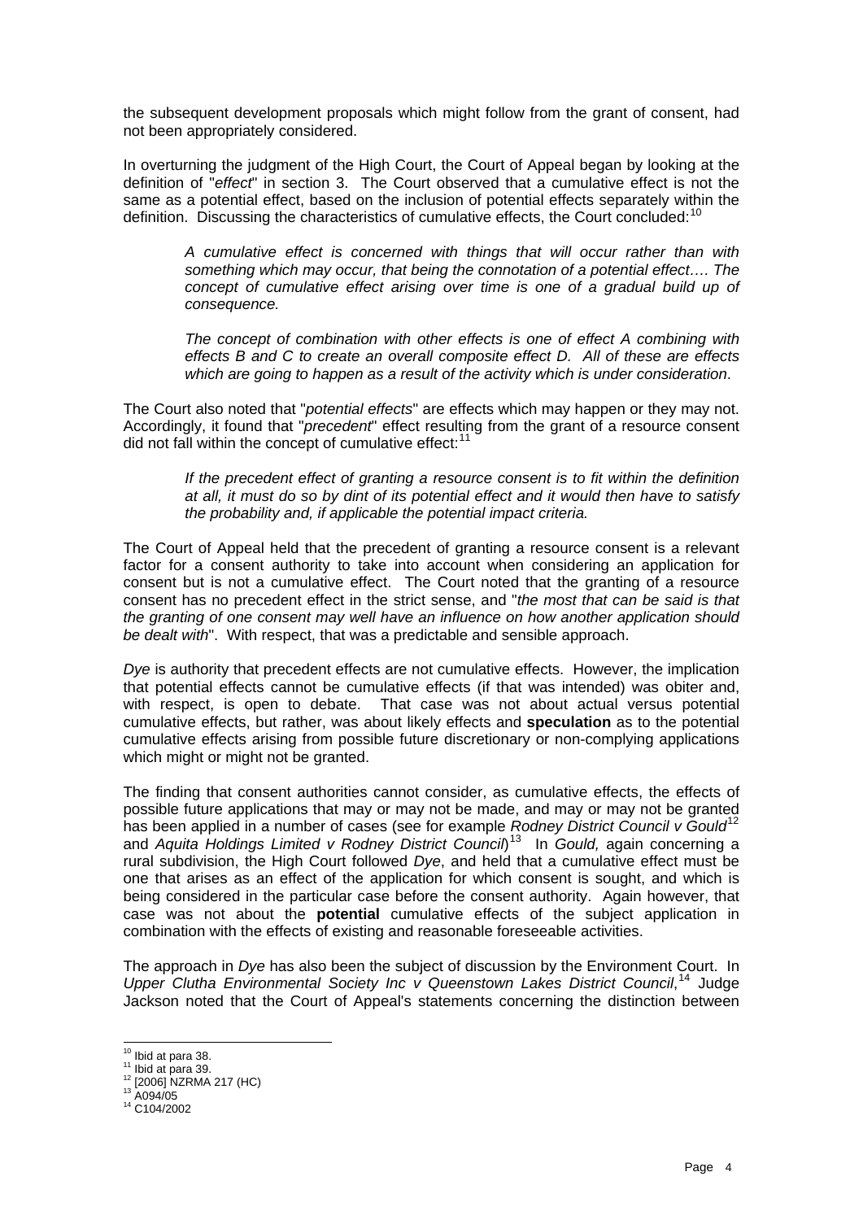the subsequent development proposals which might follow from the grant of consent, had not been appropriately considered.

In overturning the judgment of the High Court, the Court of Appeal began by looking at the definition of "*effect*" in section 3. The Court observed that a cumulative effect is not the same as a potential effect, based on the inclusion of potential effects separately within the definition. Discussing the characteristics of cumulative effects, the Court concluded:[10]

> *A cumulative effect is concerned with things that will occur rather than with something which may occur, that being the connotation of a potential effect…. The concept of cumulative effect arising over time is one of a gradual build up of consequence.*
>
> *The concept of combination with other effects is one of effect A combining with effects B and C to create an overall composite effect D. All of these are effects which are going to happen as a result of the activity which is under consideration*.

The Court also noted that "*potential effects*" are effects which may happen or they may not. Accordingly, it found that "*precedent*" effect resulting from the grant of a resource consent did not fall within the concept of cumulative effect:[11]

> *If the precedent effect of granting a resource consent is to fit within the definition at all, it must do so by dint of its potential effect and it would then have to satisfy the probability and, if applicable the potential impact criteria.*

The Court of Appeal held that the precedent of granting a resource consent is a relevant factor for a consent authority to take into account when considering an application for consent but is not a cumulative effect. The Court noted that the granting of a resource consent has no precedent effect in the strict sense, and "*the most that can be said is that the granting of one consent may well have an influence on how another application should be dealt with*". With respect, that was a predictable and sensible approach.

*Dye* is authority that precedent effects are not cumulative effects. However, the implication that potential effects cannot be cumulative effects (if that was intended) was obiter and, with respect, is open to debate. That case was not about actual versus potential cumulative effects, but rather, was about likely effects and **speculation** as to the potential cumulative effects arising from possible future discretionary or non-complying applications which might or might not be granted.

The finding that consent authorities cannot consider, as cumulative effects, the effects of possible future applications that may or may not be made, and may or may not be granted has been applied in a number of cases (see for example *Rodney District Council v Gould*[12] and *Aquita Holdings Limited v Rodney District Council*)[13] In *Gould,* again concerning a rural subdivision, the High Court followed *Dye*, and held that a cumulative effect must be one that arises as an effect of the application for which consent is sought, and which is being considered in the particular case before the consent authority. Again however, that case was not about the **potential** cumulative effects of the subject application in combination with the effects of existing and reasonable foreseeable activities.

The approach in *Dye* has also been the subject of discussion by the Environment Court. In *Upper Clutha Environmental Society Inc v Queenstown Lakes District Council*,[14] Judge Jackson noted that the Court of Appeal's statements concerning the distinction between

---

[10] Ibid at para 38.
[11] Ibid at para 39.
[12] [2006] NZRMA 217 (HC)
[13] A094/05
[14] C104/2002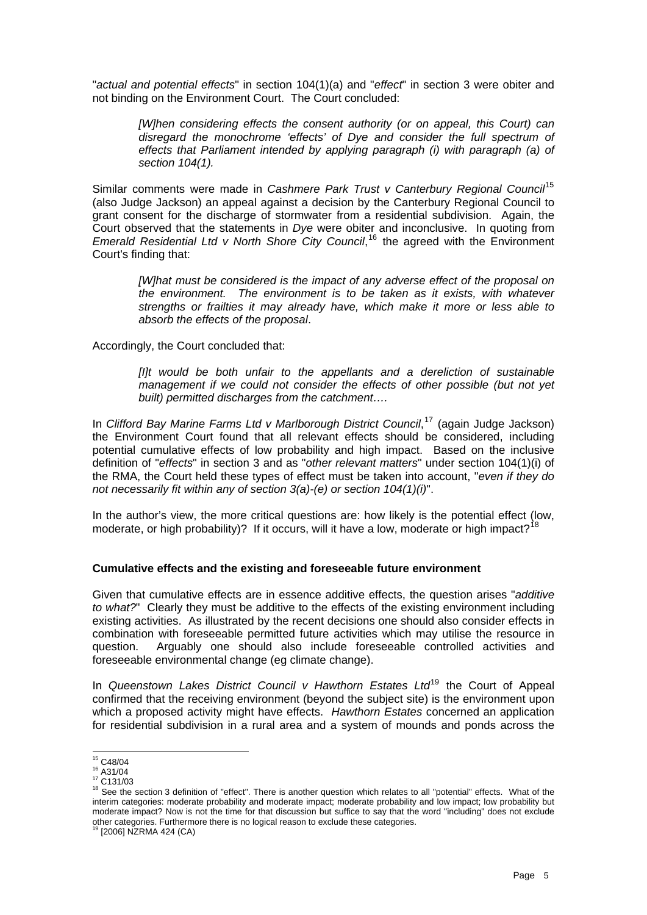"*actual and potential effects*" in section 104(1)(a) and "*effect*" in section 3 were obiter and not binding on the Environment Court. The Court concluded:

> *[W]hen considering effects the consent authority (or on appeal, this Court) can disregard the monochrome 'effects' of Dye and consider the full spectrum of effects that Parliament intended by applying paragraph (i) with paragraph (a) of section 104(1).*

Similar comments were made in *Cashmere Park Trust v Canterbury Regional Council*[15] (also Judge Jackson) an appeal against a decision by the Canterbury Regional Council to grant consent for the discharge of stormwater from a residential subdivision. Again, the Court observed that the statements in *Dye* were obiter and inconclusive. In quoting from *Emerald Residential Ltd v North Shore City Council*,[16] the agreed with the Environment Court's finding that:

> *[W]hat must be considered is the impact of any adverse effect of the proposal on the environment. The environment is to be taken as it exists, with whatever strengths or frailties it may already have, which make it more or less able to absorb the effects of the proposal*.

Accordingly, the Court concluded that:

> *[I]t would be both unfair to the appellants and a dereliction of sustainable management if we could not consider the effects of other possible (but not yet built) permitted discharges from the catchment….*

In *Clifford Bay Marine Farms Ltd v Marlborough District Council*,[17] (again Judge Jackson) the Environment Court found that all relevant effects should be considered, including potential cumulative effects of low probability and high impact. Based on the inclusive definition of "*effects*" in section 3 and as "*other relevant matters*" under section 104(1)(i) of the RMA, the Court held these types of effect must be taken into account, "*even if they do not necessarily fit within any of section 3(a)-(e) or section 104(1)(i)*".

In the author's view, the more critical questions are: how likely is the potential effect (low, moderate, or high probability)? If it occurs, will it have a low, moderate or high impact?[18]

#### Cumulative effects and the existing and foreseeable future environment

Given that cumulative effects are in essence additive effects, the question arises "*additive to what?*" Clearly they must be additive to the effects of the existing environment including existing activities. As illustrated by the recent decisions one should also consider effects in combination with foreseeable permitted future activities which may utilise the resource in question. Arguably one should also include foreseeable controlled activities and foreseeable environmental change (eg climate change).

In *Queenstown Lakes District Council v Hawthorn Estates Ltd*[19] the Court of Appeal confirmed that the receiving environment (beyond the subject site) is the environment upon which a proposed activity might have effects. *Hawthorn Estates* concerned an application for residential subdivision in a rural area and a system of mounds and ponds across the

---

[15] C48/04

[16] A31/04

[17] C131/03

[18] See the section 3 definition of "effect". There is another question which relates to all "potential" effects. What of the interim categories: moderate probability and moderate impact; moderate probability and low impact; low probability but moderate impact? Now is not the time for that discussion but suffice to say that the word "including" does not exclude other categories. Furthermore there is no logical reason to exclude these categories.

[19] [2006] NZRMA 424 (CA)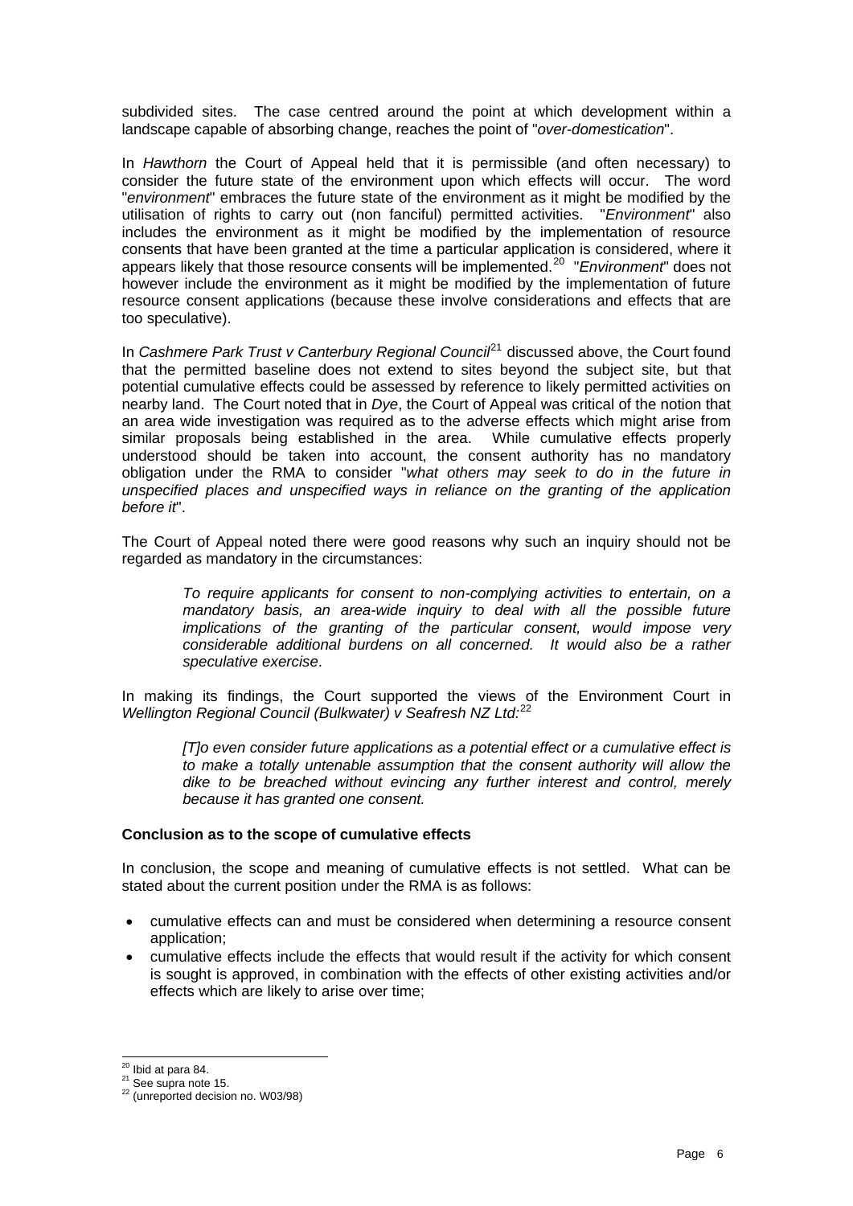subdivided sites. The case centred around the point at which development within a landscape capable of absorbing change, reaches the point of "*over-domestication*".

In *Hawthorn* the Court of Appeal held that it is permissible (and often necessary) to consider the future state of the environment upon which effects will occur. The word "*environment*" embraces the future state of the environment as it might be modified by the utilisation of rights to carry out (non fanciful) permitted activities. "*Environment*" also includes the environment as it might be modified by the implementation of resource consents that have been granted at the time a particular application is considered, where it appears likely that those resource consents will be implemented.[20] "*Environment*" does not however include the environment as it might be modified by the implementation of future resource consent applications (because these involve considerations and effects that are too speculative).

In *Cashmere Park Trust v Canterbury Regional Council*[21] discussed above, the Court found that the permitted baseline does not extend to sites beyond the subject site, but that potential cumulative effects could be assessed by reference to likely permitted activities on nearby land. The Court noted that in *Dye*, the Court of Appeal was critical of the notion that an area wide investigation was required as to the adverse effects which might arise from similar proposals being established in the area. While cumulative effects properly understood should be taken into account, the consent authority has no mandatory obligation under the RMA to consider "*what others may seek to do in the future in unspecified places and unspecified ways in reliance on the granting of the application before it*".

The Court of Appeal noted there were good reasons why such an inquiry should not be regarded as mandatory in the circumstances:

> *To require applicants for consent to non-complying activities to entertain, on a mandatory basis, an area-wide inquiry to deal with all the possible future implications of the granting of the particular consent, would impose very considerable additional burdens on all concerned. It would also be a rather speculative exercise*.

In making its findings, the Court supported the views of the Environment Court in *Wellington Regional Council (Bulkwater) v Seafresh NZ Ltd:*[22]

> *[T]o even consider future applications as a potential effect or a cumulative effect is to make a totally untenable assumption that the consent authority will allow the dike to be breached without evincing any further interest and control, merely because it has granted one consent.*

**Conclusion as to the scope of cumulative effects**

In conclusion, the scope and meaning of cumulative effects is not settled. What can be stated about the current position under the RMA is as follows:

- cumulative effects can and must be considered when determining a resource consent application;
- cumulative effects include the effects that would result if the activity for which consent is sought is approved, in combination with the effects of other existing activities and/or effects which are likely to arise over time;

---

[20] Ibid at para 84.

[21] See supra note 15.

[22] (unreported decision no. W03/98)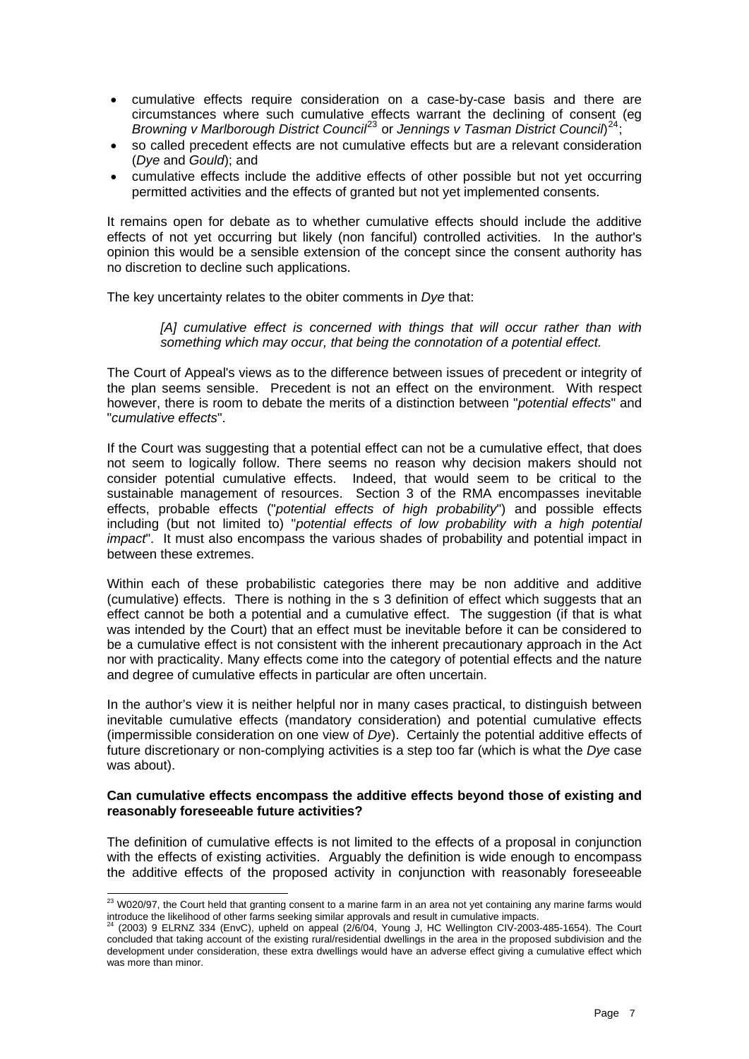- cumulative effects require consideration on a case-by-case basis and there are circumstances where such cumulative effects warrant the declining of consent (eg *Browning v Marlborough District Council*[23] or *Jennings v Tasman District Council*)[24];
- so called precedent effects are not cumulative effects but are a relevant consideration (*Dye* and *Gould*); and
- cumulative effects include the additive effects of other possible but not yet occurring permitted activities and the effects of granted but not yet implemented consents.

It remains open for debate as to whether cumulative effects should include the additive effects of not yet occurring but likely (non fanciful) controlled activities. In the author's opinion this would be a sensible extension of the concept since the consent authority has no discretion to decline such applications.

The key uncertainty relates to the obiter comments in *Dye* that:

> *[A] cumulative effect is concerned with things that will occur rather than with something which may occur, that being the connotation of a potential effect.*

The Court of Appeal's views as to the difference between issues of precedent or integrity of the plan seems sensible. Precedent is not an effect on the environment. With respect however, there is room to debate the merits of a distinction between "*potential effects*" and "*cumulative effects*".

If the Court was suggesting that a potential effect can not be a cumulative effect, that does not seem to logically follow. There seems no reason why decision makers should not consider potential cumulative effects. Indeed, that would seem to be critical to the sustainable management of resources. Section 3 of the RMA encompasses inevitable effects, probable effects ("*potential effects of high probability*") and possible effects including (but not limited to) "*potential effects of low probability with a high potential impact*". It must also encompass the various shades of probability and potential impact in between these extremes.

Within each of these probabilistic categories there may be non additive and additive (cumulative) effects. There is nothing in the s 3 definition of effect which suggests that an effect cannot be both a potential and a cumulative effect. The suggestion (if that is what was intended by the Court) that an effect must be inevitable before it can be considered to be a cumulative effect is not consistent with the inherent precautionary approach in the Act nor with practicality. Many effects come into the category of potential effects and the nature and degree of cumulative effects in particular are often uncertain.

In the author's view it is neither helpful nor in many cases practical, to distinguish between inevitable cumulative effects (mandatory consideration) and potential cumulative effects (impermissible consideration on one view of *Dye*). Certainly the potential additive effects of future discretionary or non-complying activities is a step too far (which is what the *Dye* case was about).

**Can cumulative effects encompass the additive effects beyond those of existing and reasonably foreseeable future activities?**

The definition of cumulative effects is not limited to the effects of a proposal in conjunction with the effects of existing activities. Arguably the definition is wide enough to encompass the additive effects of the proposed activity in conjunction with reasonably foreseeable

---

[23] W020/97, the Court held that granting consent to a marine farm in an area not yet containing any marine farms would introduce the likelihood of other farms seeking similar approvals and result in cumulative impacts.

[24] (2003) 9 ELRNZ 334 (EnvC), upheld on appeal (2/6/04, Young J, HC Wellington CIV-2003-485-1654). The Court concluded that taking account of the existing rural/residential dwellings in the area in the proposed subdivision and the development under consideration, these extra dwellings would have an adverse effect giving a cumulative effect which was more than minor.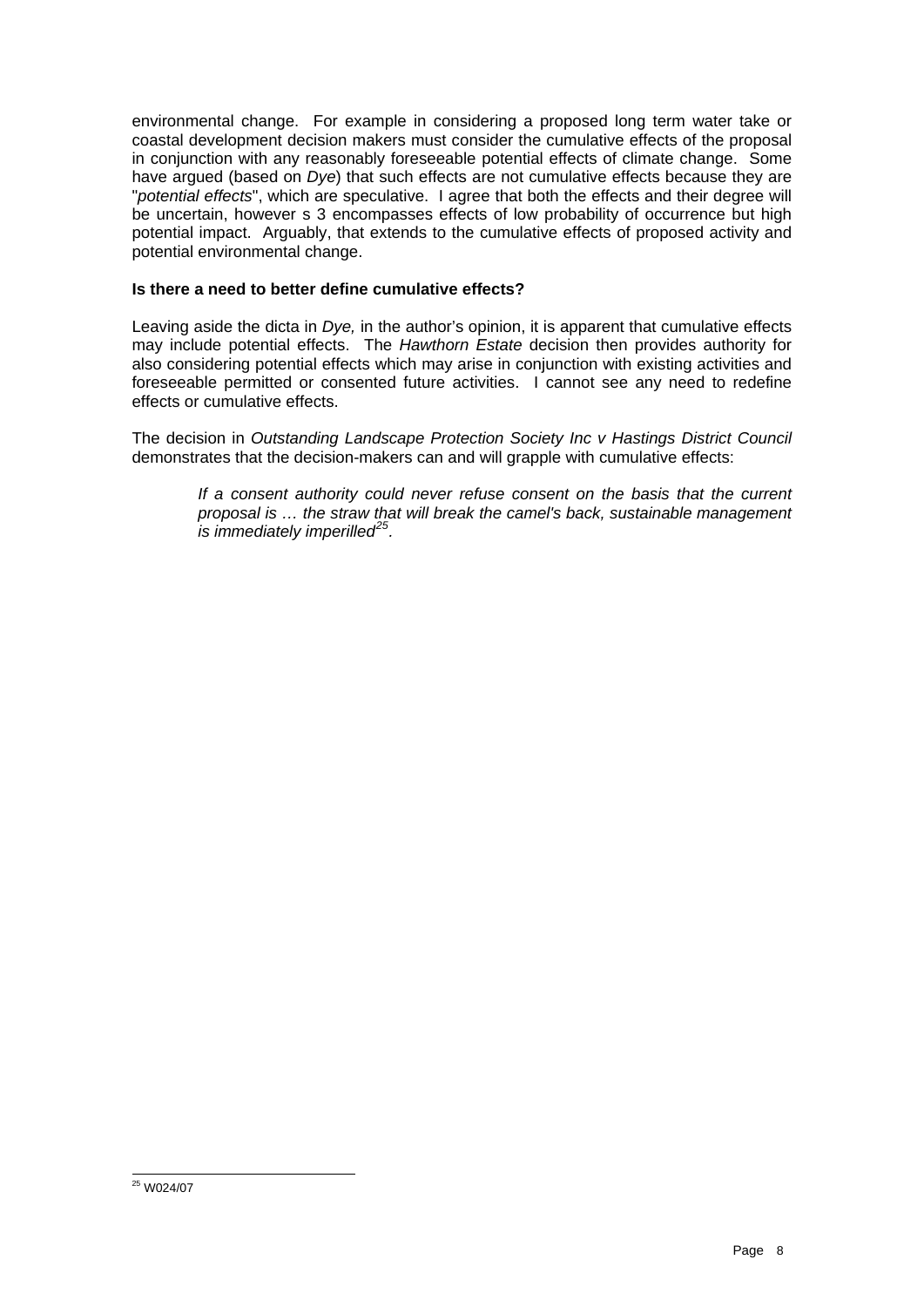environmental change. For example in considering a proposed long term water take or coastal development decision makers must consider the cumulative effects of the proposal in conjunction with any reasonably foreseeable potential effects of climate change. Some have argued (based on *Dye*) that such effects are not cumulative effects because they are "*potential effects*", which are speculative. I agree that both the effects and their degree will be uncertain, however s 3 encompasses effects of low probability of occurrence but high potential impact. Arguably, that extends to the cumulative effects of proposed activity and potential environmental change.

**Is there a need to better define cumulative effects?**

Leaving aside the dicta in *Dye,* in the author's opinion, it is apparent that cumulative effects may include potential effects. The *Hawthorn Estate* decision then provides authority for also considering potential effects which may arise in conjunction with existing activities and foreseeable permitted or consented future activities. I cannot see any need to redefine effects or cumulative effects.

The decision in *Outstanding Landscape Protection Society Inc v Hastings District Council* demonstrates that the decision-makers can and will grapple with cumulative effects:

> *If a consent authority could never refuse consent on the basis that the current proposal is … the straw that will break the camel's back, sustainable management is immediately imperilled*[25]*.*

---

[25] W024/07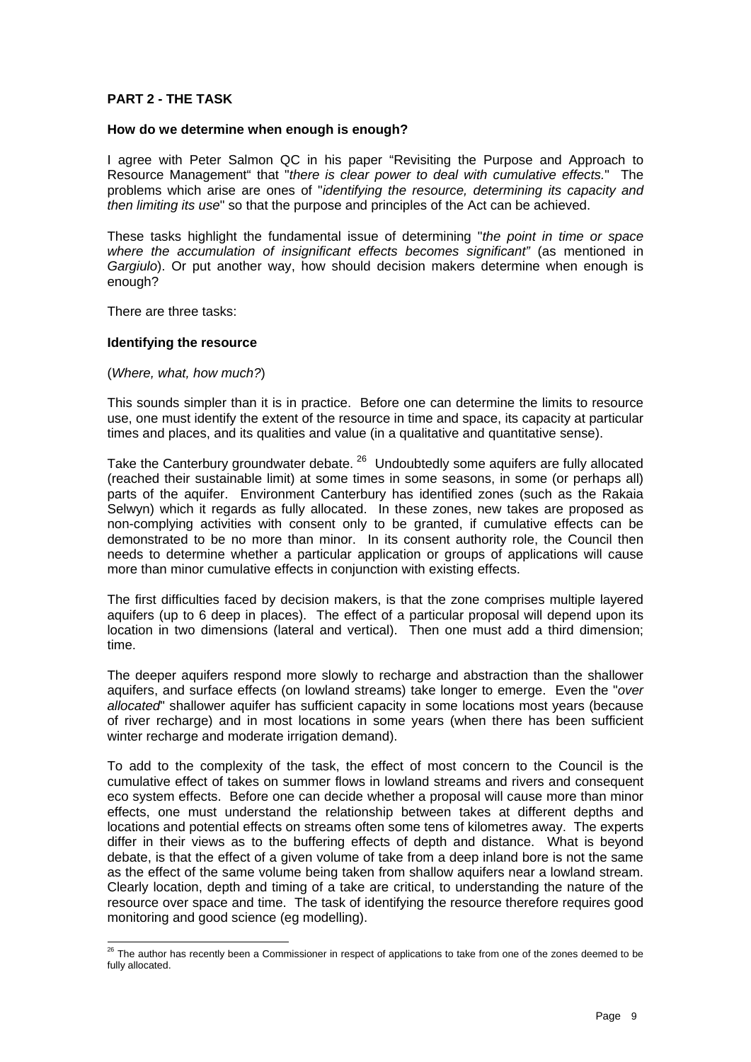## PART 2 - THE TASK

### How do we determine when enough is enough?

I agree with Peter Salmon QC in his paper "Revisiting the Purpose and Approach to Resource Management" that "*there is clear power to deal with cumulative effects.*" The problems which arise are ones of "*identifying the resource, determining its capacity and then limiting its use*" so that the purpose and principles of the Act can be achieved.

These tasks highlight the fundamental issue of determining "*the point in time or space where the accumulation of insignificant effects becomes significant"* (as mentioned in *Gargiulo*). Or put another way, how should decision makers determine when enough is enough?

There are three tasks:

### Identifying the resource

(*Where, what, how much?*)

This sounds simpler than it is in practice. Before one can determine the limits to resource use, one must identify the extent of the resource in time and space, its capacity at particular times and places, and its qualities and value (in a qualitative and quantitative sense).

Take the Canterbury groundwater debate. [26] Undoubtedly some aquifers are fully allocated (reached their sustainable limit) at some times in some seasons, in some (or perhaps all) parts of the aquifer. Environment Canterbury has identified zones (such as the Rakaia Selwyn) which it regards as fully allocated. In these zones, new takes are proposed as non-complying activities with consent only to be granted, if cumulative effects can be demonstrated to be no more than minor. In its consent authority role, the Council then needs to determine whether a particular application or groups of applications will cause more than minor cumulative effects in conjunction with existing effects.

The first difficulties faced by decision makers, is that the zone comprises multiple layered aquifers (up to 6 deep in places). The effect of a particular proposal will depend upon its location in two dimensions (lateral and vertical). Then one must add a third dimension; time.

The deeper aquifers respond more slowly to recharge and abstraction than the shallower aquifers, and surface effects (on lowland streams) take longer to emerge. Even the "*over allocated*" shallower aquifer has sufficient capacity in some locations most years (because of river recharge) and in most locations in some years (when there has been sufficient winter recharge and moderate irrigation demand).

To add to the complexity of the task, the effect of most concern to the Council is the cumulative effect of takes on summer flows in lowland streams and rivers and consequent eco system effects. Before one can decide whether a proposal will cause more than minor effects, one must understand the relationship between takes at different depths and locations and potential effects on streams often some tens of kilometres away. The experts differ in their views as to the buffering effects of depth and distance. What is beyond debate, is that the effect of a given volume of take from a deep inland bore is not the same as the effect of the same volume being taken from shallow aquifers near a lowland stream. Clearly location, depth and timing of a take are critical, to understanding the nature of the resource over space and time. The task of identifying the resource therefore requires good monitoring and good science (eg modelling).

---

[26] The author has recently been a Commissioner in respect of applications to take from one of the zones deemed to be fully allocated.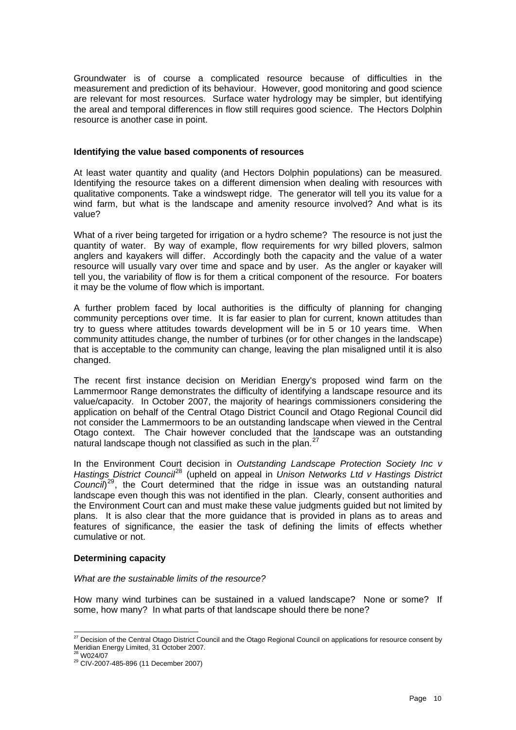Groundwater is of course a complicated resource because of difficulties in the measurement and prediction of its behaviour. However, good monitoring and good science are relevant for most resources. Surface water hydrology may be simpler, but identifying the areal and temporal differences in flow still requires good science. The Hectors Dolphin resource is another case in point.

**Identifying the value based components of resources**

At least water quantity and quality (and Hectors Dolphin populations) can be measured. Identifying the resource takes on a different dimension when dealing with resources with qualitative components. Take a windswept ridge. The generator will tell you its value for a wind farm, but what is the landscape and amenity resource involved? And what is its value?

What of a river being targeted for irrigation or a hydro scheme? The resource is not just the quantity of water. By way of example, flow requirements for wry billed plovers, salmon anglers and kayakers will differ. Accordingly both the capacity and the value of a water resource will usually vary over time and space and by user. As the angler or kayaker will tell you, the variability of flow is for them a critical component of the resource. For boaters it may be the volume of flow which is important.

A further problem faced by local authorities is the difficulty of planning for changing community perceptions over time. It is far easier to plan for current, known attitudes than try to guess where attitudes towards development will be in 5 or 10 years time. When community attitudes change, the number of turbines (or for other changes in the landscape) that is acceptable to the community can change, leaving the plan misaligned until it is also changed.

The recent first instance decision on Meridian Energy's proposed wind farm on the Lammermoor Range demonstrates the difficulty of identifying a landscape resource and its value/capacity. In October 2007, the majority of hearings commissioners considering the application on behalf of the Central Otago District Council and Otago Regional Council did not consider the Lammermoors to be an outstanding landscape when viewed in the Central Otago context. The Chair however concluded that the landscape was an outstanding natural landscape though not classified as such in the plan.[27]

In the Environment Court decision in *Outstanding Landscape Protection Society Inc v Hastings District Council*[28] (upheld on appeal in *Unison Networks Ltd v Hastings District Council*)[29], the Court determined that the ridge in issue was an outstanding natural landscape even though this was not identified in the plan. Clearly, consent authorities and the Environment Court can and must make these value judgments guided but not limited by plans. It is also clear that the more guidance that is provided in plans as to areas and features of significance, the easier the task of defining the limits of effects whether cumulative or not.

**Determining capacity**

*What are the sustainable limits of the resource?*

How many wind turbines can be sustained in a valued landscape? None or some? If some, how many? In what parts of that landscape should there be none?

---

[27] Decision of the Central Otago District Council and the Otago Regional Council on applications for resource consent by Meridian Energy Limited, 31 October 2007.

[28] W024/07

[29] CIV-2007-485-896 (11 December 2007)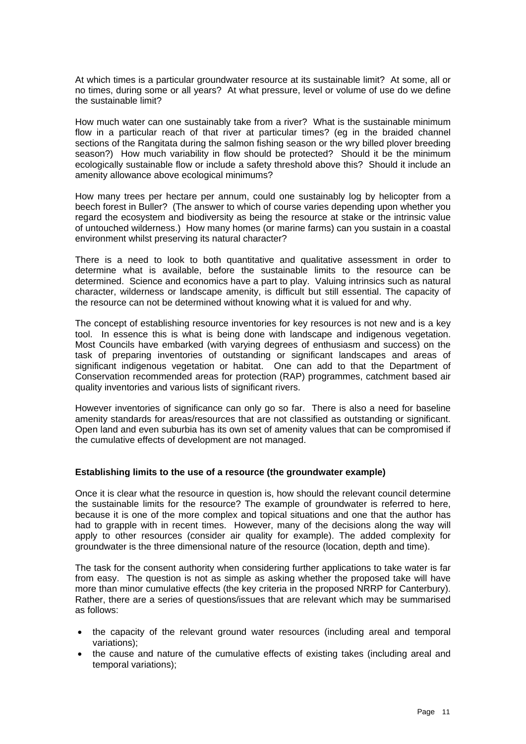At which times is a particular groundwater resource at its sustainable limit? At some, all or no times, during some or all years? At what pressure, level or volume of use do we define the sustainable limit?

How much water can one sustainably take from a river? What is the sustainable minimum flow in a particular reach of that river at particular times? (eg in the braided channel sections of the Rangitata during the salmon fishing season or the wry billed plover breeding season?) How much variability in flow should be protected? Should it be the minimum ecologically sustainable flow or include a safety threshold above this? Should it include an amenity allowance above ecological minimums?

How many trees per hectare per annum, could one sustainably log by helicopter from a beech forest in Buller? (The answer to which of course varies depending upon whether you regard the ecosystem and biodiversity as being the resource at stake or the intrinsic value of untouched wilderness.) How many homes (or marine farms) can you sustain in a coastal environment whilst preserving its natural character?

There is a need to look to both quantitative and qualitative assessment in order to determine what is available, before the sustainable limits to the resource can be determined. Science and economics have a part to play. Valuing intrinsics such as natural character, wilderness or landscape amenity, is difficult but still essential. The capacity of the resource can not be determined without knowing what it is valued for and why.

The concept of establishing resource inventories for key resources is not new and is a key tool. In essence this is what is being done with landscape and indigenous vegetation. Most Councils have embarked (with varying degrees of enthusiasm and success) on the task of preparing inventories of outstanding or significant landscapes and areas of significant indigenous vegetation or habitat. One can add to that the Department of Conservation recommended areas for protection (RAP) programmes, catchment based air quality inventories and various lists of significant rivers.

However inventories of significance can only go so far. There is also a need for baseline amenity standards for areas/resources that are not classified as outstanding or significant. Open land and even suburbia has its own set of amenity values that can be compromised if the cumulative effects of development are not managed.

**Establishing limits to the use of a resource (the groundwater example)**

Once it is clear what the resource in question is, how should the relevant council determine the sustainable limits for the resource? The example of groundwater is referred to here, because it is one of the more complex and topical situations and one that the author has had to grapple with in recent times. However, many of the decisions along the way will apply to other resources (consider air quality for example). The added complexity for groundwater is the three dimensional nature of the resource (location, depth and time).

The task for the consent authority when considering further applications to take water is far from easy. The question is not as simple as asking whether the proposed take will have more than minor cumulative effects (the key criteria in the proposed NRRP for Canterbury). Rather, there are a series of questions/issues that are relevant which may be summarised as follows:

- the capacity of the relevant ground water resources (including areal and temporal variations);
- the cause and nature of the cumulative effects of existing takes (including areal and temporal variations);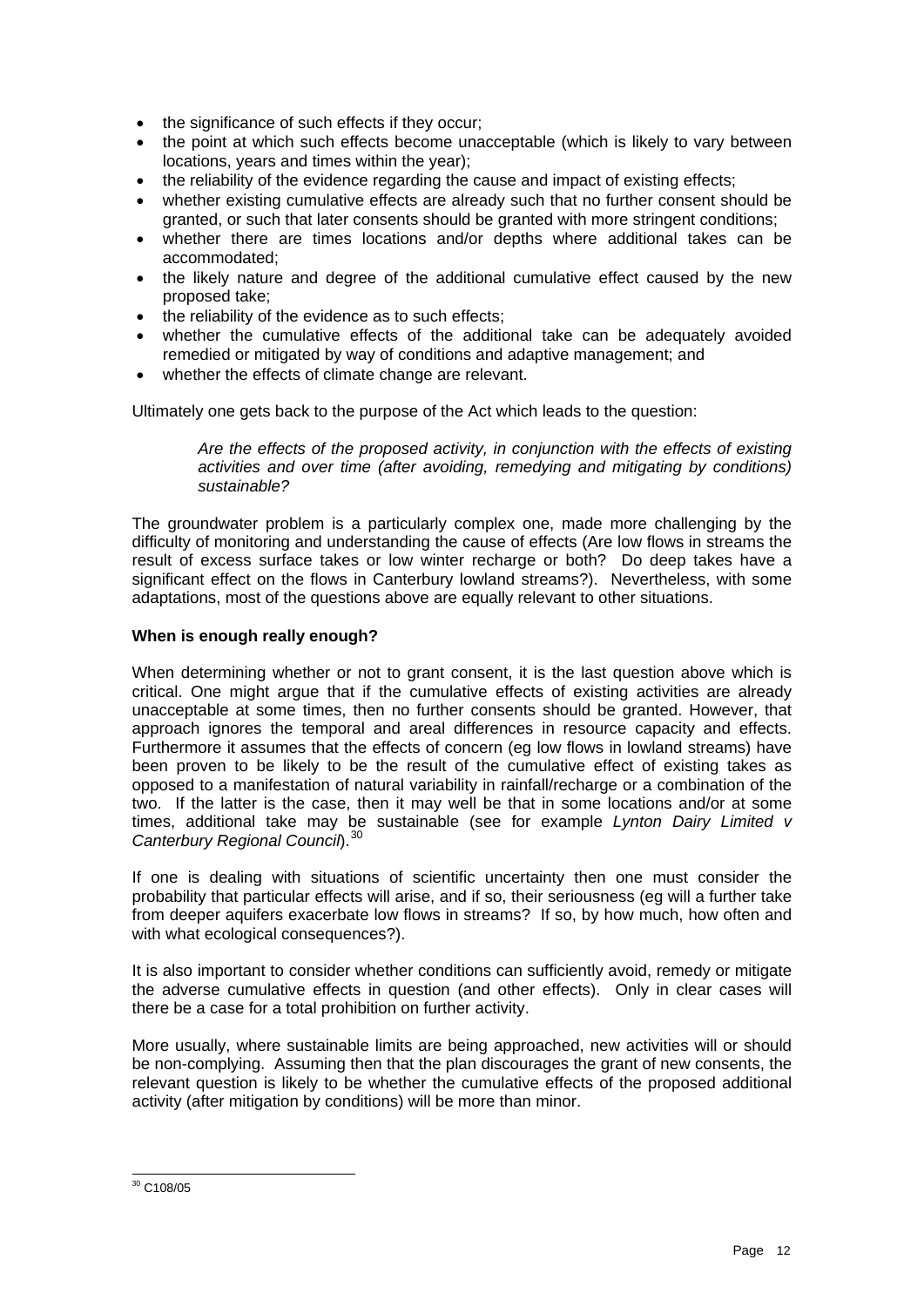- the significance of such effects if they occur;
- the point at which such effects become unacceptable (which is likely to vary between locations, years and times within the year);
- the reliability of the evidence regarding the cause and impact of existing effects;
- whether existing cumulative effects are already such that no further consent should be granted, or such that later consents should be granted with more stringent conditions;
- whether there are times locations and/or depths where additional takes can be accommodated;
- the likely nature and degree of the additional cumulative effect caused by the new proposed take;
- the reliability of the evidence as to such effects;
- whether the cumulative effects of the additional take can be adequately avoided remedied or mitigated by way of conditions and adaptive management; and
- whether the effects of climate change are relevant.

Ultimately one gets back to the purpose of the Act which leads to the question:

> *Are the effects of the proposed activity, in conjunction with the effects of existing activities and over time (after avoiding, remedying and mitigating by conditions) sustainable?*

The groundwater problem is a particularly complex one, made more challenging by the difficulty of monitoring and understanding the cause of effects (Are low flows in streams the result of excess surface takes or low winter recharge or both? Do deep takes have a significant effect on the flows in Canterbury lowland streams?). Nevertheless, with some adaptations, most of the questions above are equally relevant to other situations.

**When is enough really enough?**

When determining whether or not to grant consent, it is the last question above which is critical. One might argue that if the cumulative effects of existing activities are already unacceptable at some times, then no further consents should be granted. However, that approach ignores the temporal and areal differences in resource capacity and effects. Furthermore it assumes that the effects of concern (eg low flows in lowland streams) have been proven to be likely to be the result of the cumulative effect of existing takes as opposed to a manifestation of natural variability in rainfall/recharge or a combination of the two. If the latter is the case, then it may well be that in some locations and/or at some times, additional take may be sustainable (see for example *Lynton Dairy Limited v Canterbury Regional Council*).[30]

If one is dealing with situations of scientific uncertainty then one must consider the probability that particular effects will arise, and if so, their seriousness (eg will a further take from deeper aquifers exacerbate low flows in streams? If so, by how much, how often and with what ecological consequences?).

It is also important to consider whether conditions can sufficiently avoid, remedy or mitigate the adverse cumulative effects in question (and other effects). Only in clear cases will there be a case for a total prohibition on further activity.

More usually, where sustainable limits are being approached, new activities will or should be non-complying. Assuming then that the plan discourages the grant of new consents, the relevant question is likely to be whether the cumulative effects of the proposed additional activity (after mitigation by conditions) will be more than minor.

---

[30] C108/05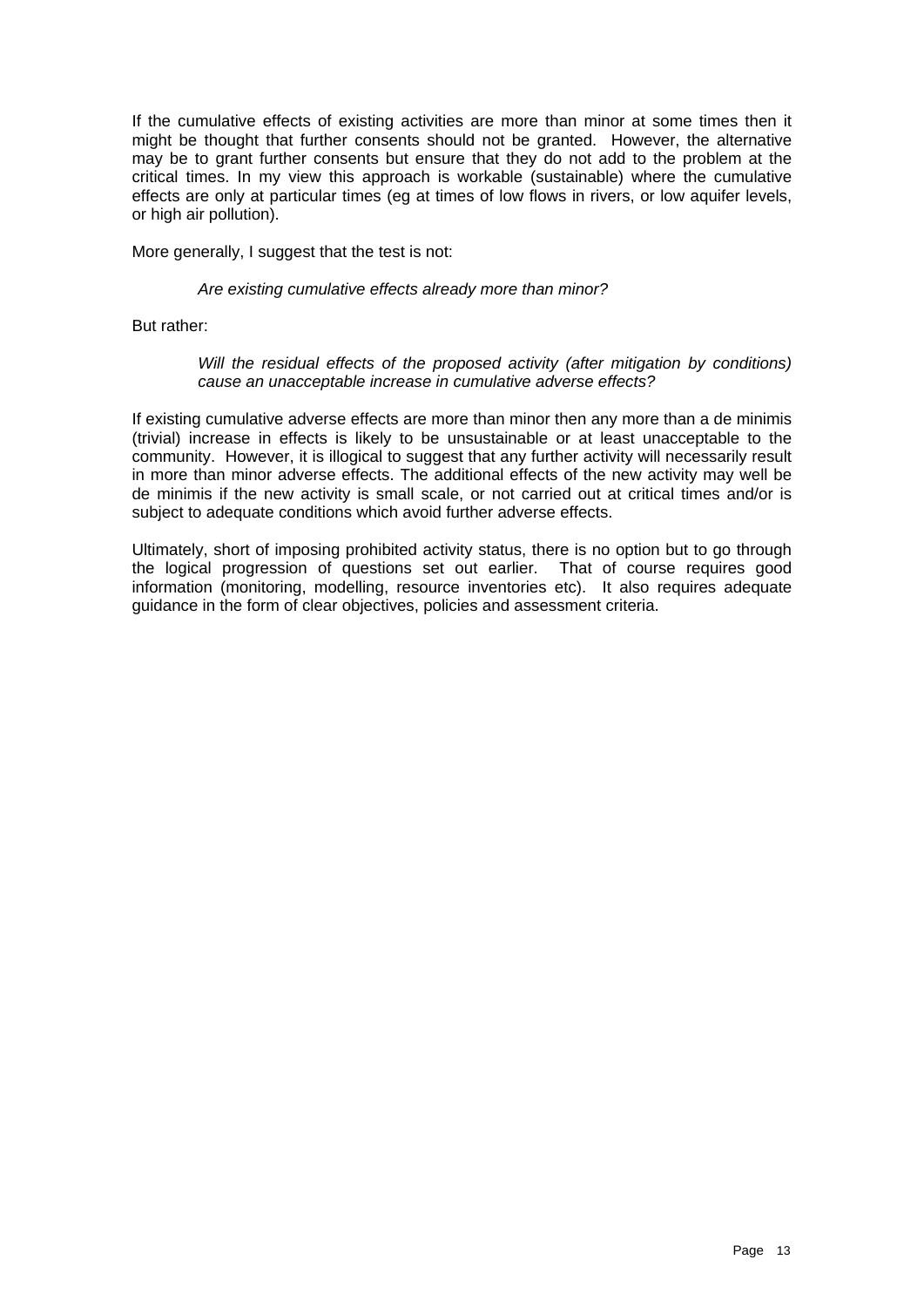If the cumulative effects of existing activities are more than minor at some times then it might be thought that further consents should not be granted. However, the alternative may be to grant further consents but ensure that they do not add to the problem at the critical times. In my view this approach is workable (sustainable) where the cumulative effects are only at particular times (eg at times of low flows in rivers, or low aquifer levels, or high air pollution).

More generally, I suggest that the test is not:

> *Are existing cumulative effects already more than minor?*

But rather:

> *Will the residual effects of the proposed activity (after mitigation by conditions) cause an unacceptable increase in cumulative adverse effects?*

If existing cumulative adverse effects are more than minor then any more than a de minimis (trivial) increase in effects is likely to be unsustainable or at least unacceptable to the community. However, it is illogical to suggest that any further activity will necessarily result in more than minor adverse effects. The additional effects of the new activity may well be de minimis if the new activity is small scale, or not carried out at critical times and/or is subject to adequate conditions which avoid further adverse effects.

Ultimately, short of imposing prohibited activity status, there is no option but to go through the logical progression of questions set out earlier. That of course requires good information (monitoring, modelling, resource inventories etc). It also requires adequate guidance in the form of clear objectives, policies and assessment criteria.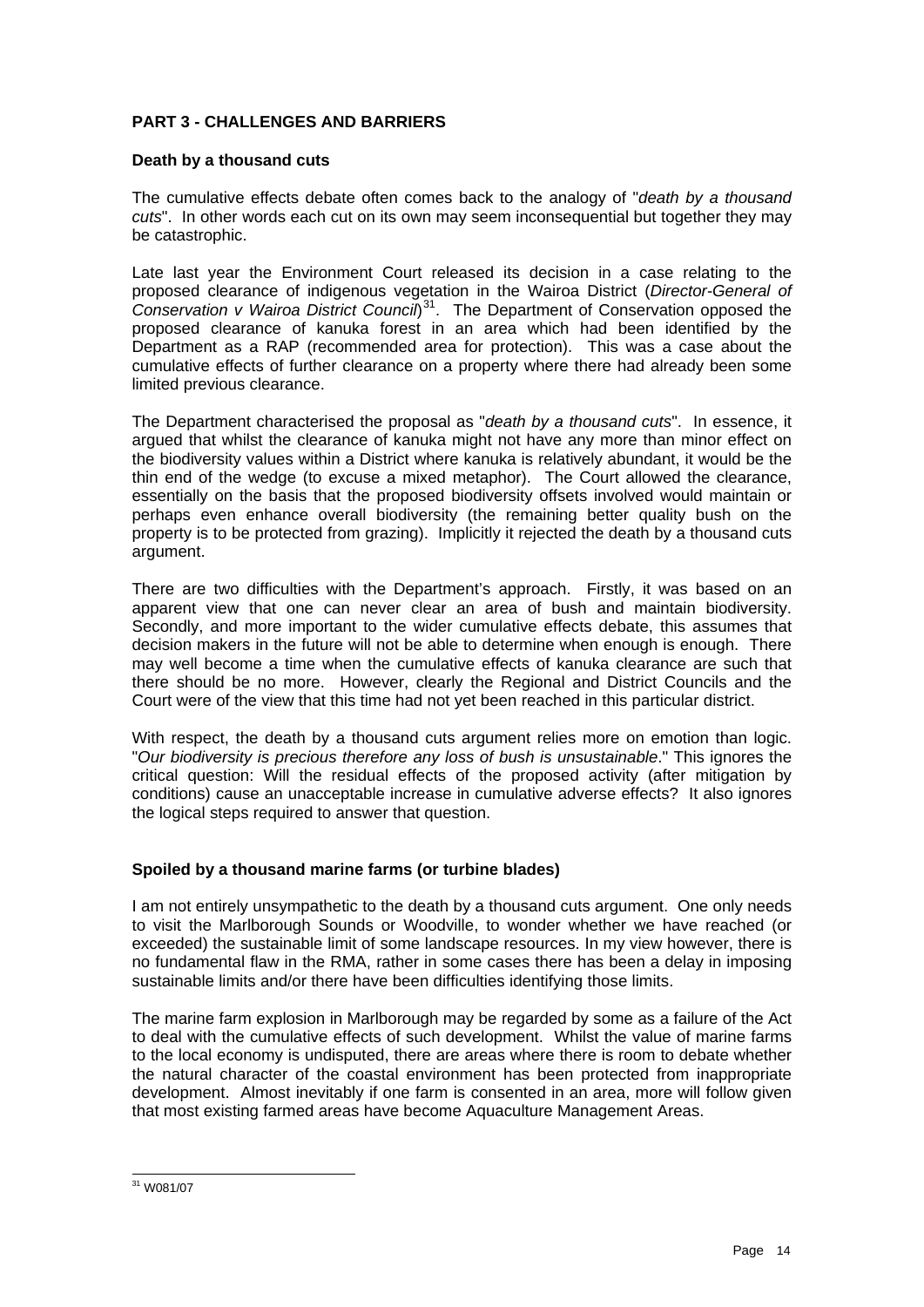## PART 3 - CHALLENGES AND BARRIERS

### Death by a thousand cuts

The cumulative effects debate often comes back to the analogy of "*death by a thousand cuts*". In other words each cut on its own may seem inconsequential but together they may be catastrophic.

Late last year the Environment Court released its decision in a case relating to the proposed clearance of indigenous vegetation in the Wairoa District (*Director-General of Conservation v Wairoa District Council*)[31]. The Department of Conservation opposed the proposed clearance of kanuka forest in an area which had been identified by the Department as a RAP (recommended area for protection). This was a case about the cumulative effects of further clearance on a property where there had already been some limited previous clearance.

The Department characterised the proposal as "*death by a thousand cuts*". In essence, it argued that whilst the clearance of kanuka might not have any more than minor effect on the biodiversity values within a District where kanuka is relatively abundant, it would be the thin end of the wedge (to excuse a mixed metaphor). The Court allowed the clearance, essentially on the basis that the proposed biodiversity offsets involved would maintain or perhaps even enhance overall biodiversity (the remaining better quality bush on the property is to be protected from grazing). Implicitly it rejected the death by a thousand cuts argument.

There are two difficulties with the Department's approach. Firstly, it was based on an apparent view that one can never clear an area of bush and maintain biodiversity. Secondly, and more important to the wider cumulative effects debate, this assumes that decision makers in the future will not be able to determine when enough is enough. There may well become a time when the cumulative effects of kanuka clearance are such that there should be no more. However, clearly the Regional and District Councils and the Court were of the view that this time had not yet been reached in this particular district.

With respect, the death by a thousand cuts argument relies more on emotion than logic. "*Our biodiversity is precious therefore any loss of bush is unsustainable*." This ignores the critical question: Will the residual effects of the proposed activity (after mitigation by conditions) cause an unacceptable increase in cumulative adverse effects? It also ignores the logical steps required to answer that question.

### Spoiled by a thousand marine farms (or turbine blades)

I am not entirely unsympathetic to the death by a thousand cuts argument. One only needs to visit the Marlborough Sounds or Woodville, to wonder whether we have reached (or exceeded) the sustainable limit of some landscape resources. In my view however, there is no fundamental flaw in the RMA, rather in some cases there has been a delay in imposing sustainable limits and/or there have been difficulties identifying those limits.

The marine farm explosion in Marlborough may be regarded by some as a failure of the Act to deal with the cumulative effects of such development. Whilst the value of marine farms to the local economy is undisputed, there are areas where there is room to debate whether the natural character of the coastal environment has been protected from inappropriate development. Almost inevitably if one farm is consented in an area, more will follow given that most existing farmed areas have become Aquaculture Management Areas.

[31] W081/07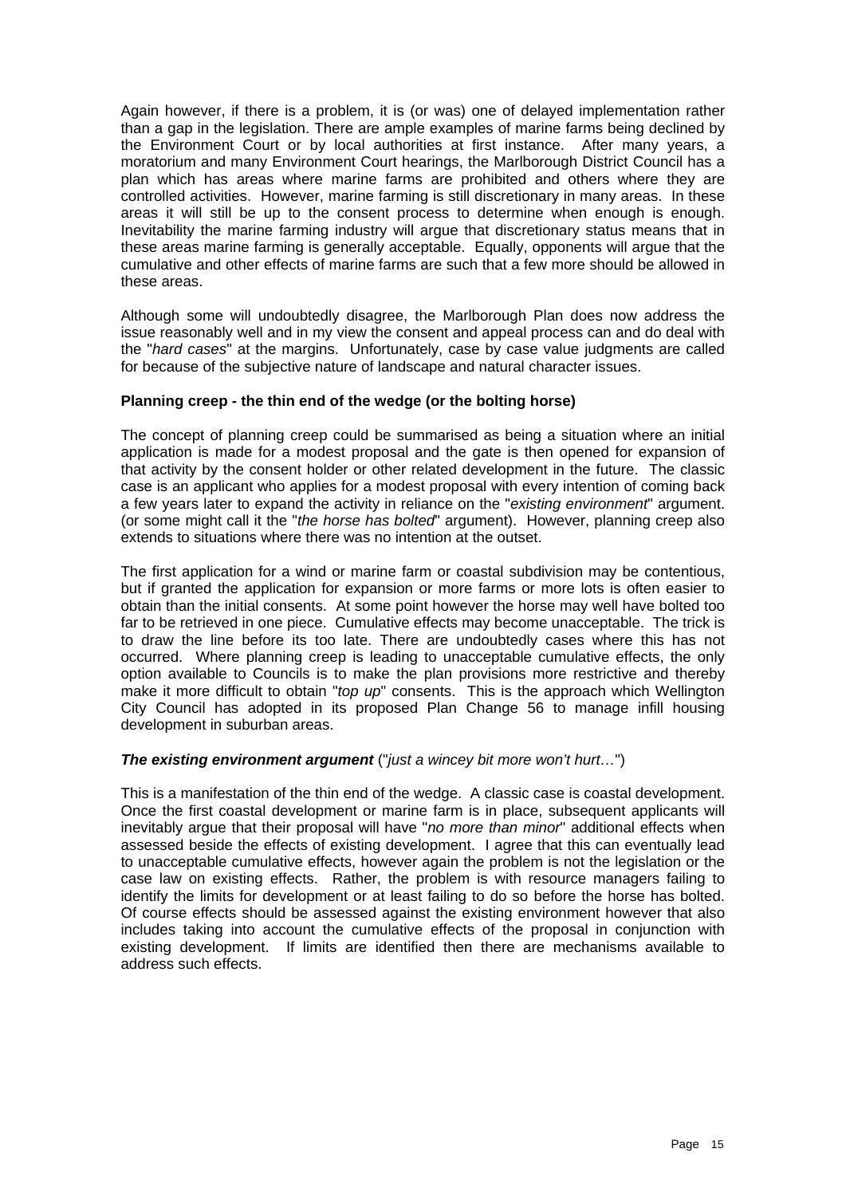Again however, if there is a problem, it is (or was) one of delayed implementation rather than a gap in the legislation. There are ample examples of marine farms being declined by the Environment Court or by local authorities at first instance. After many years, a moratorium and many Environment Court hearings, the Marlborough District Council has a plan which has areas where marine farms are prohibited and others where they are controlled activities. However, marine farming is still discretionary in many areas. In these areas it will still be up to the consent process to determine when enough is enough. Inevitability the marine farming industry will argue that discretionary status means that in these areas marine farming is generally acceptable. Equally, opponents will argue that the cumulative and other effects of marine farms are such that a few more should be allowed in these areas.

Although some will undoubtedly disagree, the Marlborough Plan does now address the issue reasonably well and in my view the consent and appeal process can and do deal with the "*hard cases*" at the margins. Unfortunately, case by case value judgments are called for because of the subjective nature of landscape and natural character issues.

**Planning creep - the thin end of the wedge (or the bolting horse)**

The concept of planning creep could be summarised as being a situation where an initial application is made for a modest proposal and the gate is then opened for expansion of that activity by the consent holder or other related development in the future. The classic case is an applicant who applies for a modest proposal with every intention of coming back a few years later to expand the activity in reliance on the "*existing environment*" argument. (or some might call it the "*the horse has bolted*" argument). However, planning creep also extends to situations where there was no intention at the outset.

The first application for a wind or marine farm or coastal subdivision may be contentious, but if granted the application for expansion or more farms or more lots is often easier to obtain than the initial consents. At some point however the horse may well have bolted too far to be retrieved in one piece. Cumulative effects may become unacceptable. The trick is to draw the line before its too late. There are undoubtedly cases where this has not occurred. Where planning creep is leading to unacceptable cumulative effects, the only option available to Councils is to make the plan provisions more restrictive and thereby make it more difficult to obtain "*top up*" consents. This is the approach which Wellington City Council has adopted in its proposed Plan Change 56 to manage infill housing development in suburban areas.

***The existing environment argument*** ("*just a wincey bit more won't hurt…*")

This is a manifestation of the thin end of the wedge. A classic case is coastal development. Once the first coastal development or marine farm is in place, subsequent applicants will inevitably argue that their proposal will have "*no more than minor*" additional effects when assessed beside the effects of existing development. I agree that this can eventually lead to unacceptable cumulative effects, however again the problem is not the legislation or the case law on existing effects. Rather, the problem is with resource managers failing to identify the limits for development or at least failing to do so before the horse has bolted. Of course effects should be assessed against the existing environment however that also includes taking into account the cumulative effects of the proposal in conjunction with existing development. If limits are identified then there are mechanisms available to address such effects.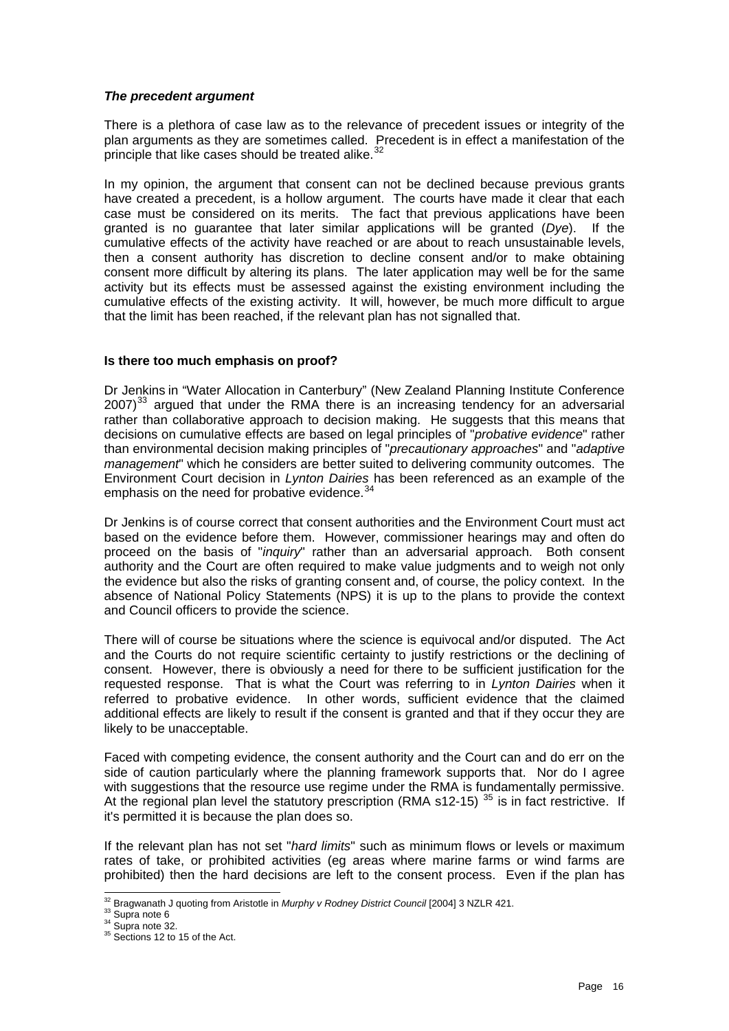### *The precedent argument*

There is a plethora of case law as to the relevance of precedent issues or integrity of the plan arguments as they are sometimes called. Precedent is in effect a manifestation of the principle that like cases should be treated alike.[32]

In my opinion, the argument that consent can not be declined because previous grants have created a precedent, is a hollow argument. The courts have made it clear that each case must be considered on its merits. The fact that previous applications have been granted is no guarantee that later similar applications will be granted (*Dye*). If the cumulative effects of the activity have reached or are about to reach unsustainable levels, then a consent authority has discretion to decline consent and/or to make obtaining consent more difficult by altering its plans. The later application may well be for the same activity but its effects must be assessed against the existing environment including the cumulative effects of the existing activity. It will, however, be much more difficult to argue that the limit has been reached, if the relevant plan has not signalled that.

### **Is there too much emphasis on proof?**

Dr Jenkins in "Water Allocation in Canterbury" (New Zealand Planning Institute Conference 2007)[33] argued that under the RMA there is an increasing tendency for an adversarial rather than collaborative approach to decision making. He suggests that this means that decisions on cumulative effects are based on legal principles of "*probative evidence*" rather than environmental decision making principles of "*precautionary approaches*" and "*adaptive management*" which he considers are better suited to delivering community outcomes. The Environment Court decision in *Lynton Dairies* has been referenced as an example of the emphasis on the need for probative evidence.[34]

Dr Jenkins is of course correct that consent authorities and the Environment Court must act based on the evidence before them. However, commissioner hearings may and often do proceed on the basis of "*inquiry*" rather than an adversarial approach. Both consent authority and the Court are often required to make value judgments and to weigh not only the evidence but also the risks of granting consent and, of course, the policy context. In the absence of National Policy Statements (NPS) it is up to the plans to provide the context and Council officers to provide the science.

There will of course be situations where the science is equivocal and/or disputed. The Act and the Courts do not require scientific certainty to justify restrictions or the declining of consent. However, there is obviously a need for there to be sufficient justification for the requested response. That is what the Court was referring to in *Lynton Dairies* when it referred to probative evidence. In other words, sufficient evidence that the claimed additional effects are likely to result if the consent is granted and that if they occur they are likely to be unacceptable.

Faced with competing evidence, the consent authority and the Court can and do err on the side of caution particularly where the planning framework supports that. Nor do I agree with suggestions that the resource use regime under the RMA is fundamentally permissive. At the regional plan level the statutory prescription (RMA s12-15) [35] is in fact restrictive. If it's permitted it is because the plan does so.

If the relevant plan has not set "*hard limits*" such as minimum flows or levels or maximum rates of take, or prohibited activities (eg areas where marine farms or wind farms are prohibited) then the hard decisions are left to the consent process. Even if the plan has

---

[32] Bragwanath J quoting from Aristotle in *Murphy v Rodney District Council* [2004] 3 NZLR 421.

[33] Supra note 6

[34] Supra note 32.

[35] Sections 12 to 15 of the Act.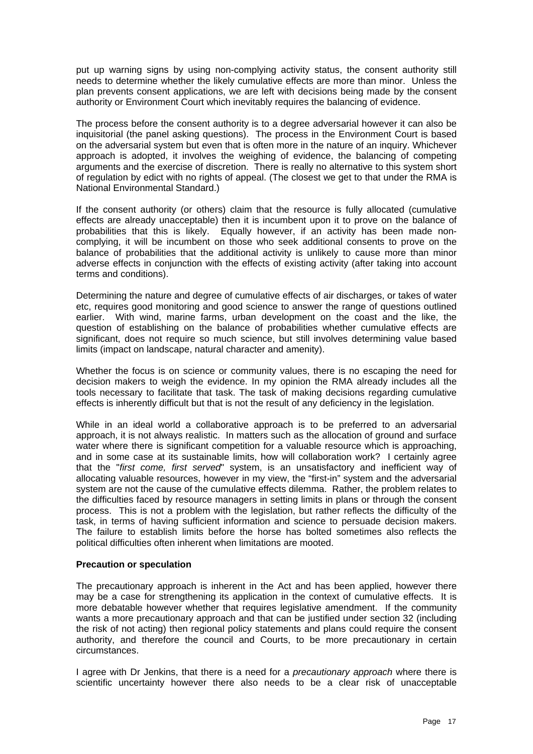put up warning signs by using non-complying activity status, the consent authority still needs to determine whether the likely cumulative effects are more than minor. Unless the plan prevents consent applications, we are left with decisions being made by the consent authority or Environment Court which inevitably requires the balancing of evidence.

The process before the consent authority is to a degree adversarial however it can also be inquisitorial (the panel asking questions). The process in the Environment Court is based on the adversarial system but even that is often more in the nature of an inquiry. Whichever approach is adopted, it involves the weighing of evidence, the balancing of competing arguments and the exercise of discretion. There is really no alternative to this system short of regulation by edict with no rights of appeal. (The closest we get to that under the RMA is National Environmental Standard.)

If the consent authority (or others) claim that the resource is fully allocated (cumulative effects are already unacceptable) then it is incumbent upon it to prove on the balance of probabilities that this is likely. Equally however, if an activity has been made non-complying, it will be incumbent on those who seek additional consents to prove on the balance of probabilities that the additional activity is unlikely to cause more than minor adverse effects in conjunction with the effects of existing activity (after taking into account terms and conditions).

Determining the nature and degree of cumulative effects of air discharges, or takes of water etc, requires good monitoring and good science to answer the range of questions outlined earlier. With wind, marine farms, urban development on the coast and the like, the question of establishing on the balance of probabilities whether cumulative effects are significant, does not require so much science, but still involves determining value based limits (impact on landscape, natural character and amenity).

Whether the focus is on science or community values, there is no escaping the need for decision makers to weigh the evidence. In my opinion the RMA already includes all the tools necessary to facilitate that task. The task of making decisions regarding cumulative effects is inherently difficult but that is not the result of any deficiency in the legislation.

While in an ideal world a collaborative approach is to be preferred to an adversarial approach, it is not always realistic. In matters such as the allocation of ground and surface water where there is significant competition for a valuable resource which is approaching, and in some case at its sustainable limits, how will collaboration work? I certainly agree that the "*first come, first served*" system, is an unsatisfactory and inefficient way of allocating valuable resources, however in my view, the "first-in" system and the adversarial system are not the cause of the cumulative effects dilemma. Rather, the problem relates to the difficulties faced by resource managers in setting limits in plans or through the consent process. This is not a problem with the legislation, but rather reflects the difficulty of the task, in terms of having sufficient information and science to persuade decision makers. The failure to establish limits before the horse has bolted sometimes also reflects the political difficulties often inherent when limitations are mooted.

**Precaution or speculation**

The precautionary approach is inherent in the Act and has been applied, however there may be a case for strengthening its application in the context of cumulative effects. It is more debatable however whether that requires legislative amendment. If the community wants a more precautionary approach and that can be justified under section 32 (including the risk of not acting) then regional policy statements and plans could require the consent authority, and therefore the council and Courts, to be more precautionary in certain circumstances.

I agree with Dr Jenkins, that there is a need for a *precautionary approach* where there is scientific uncertainty however there also needs to be a clear risk of unacceptable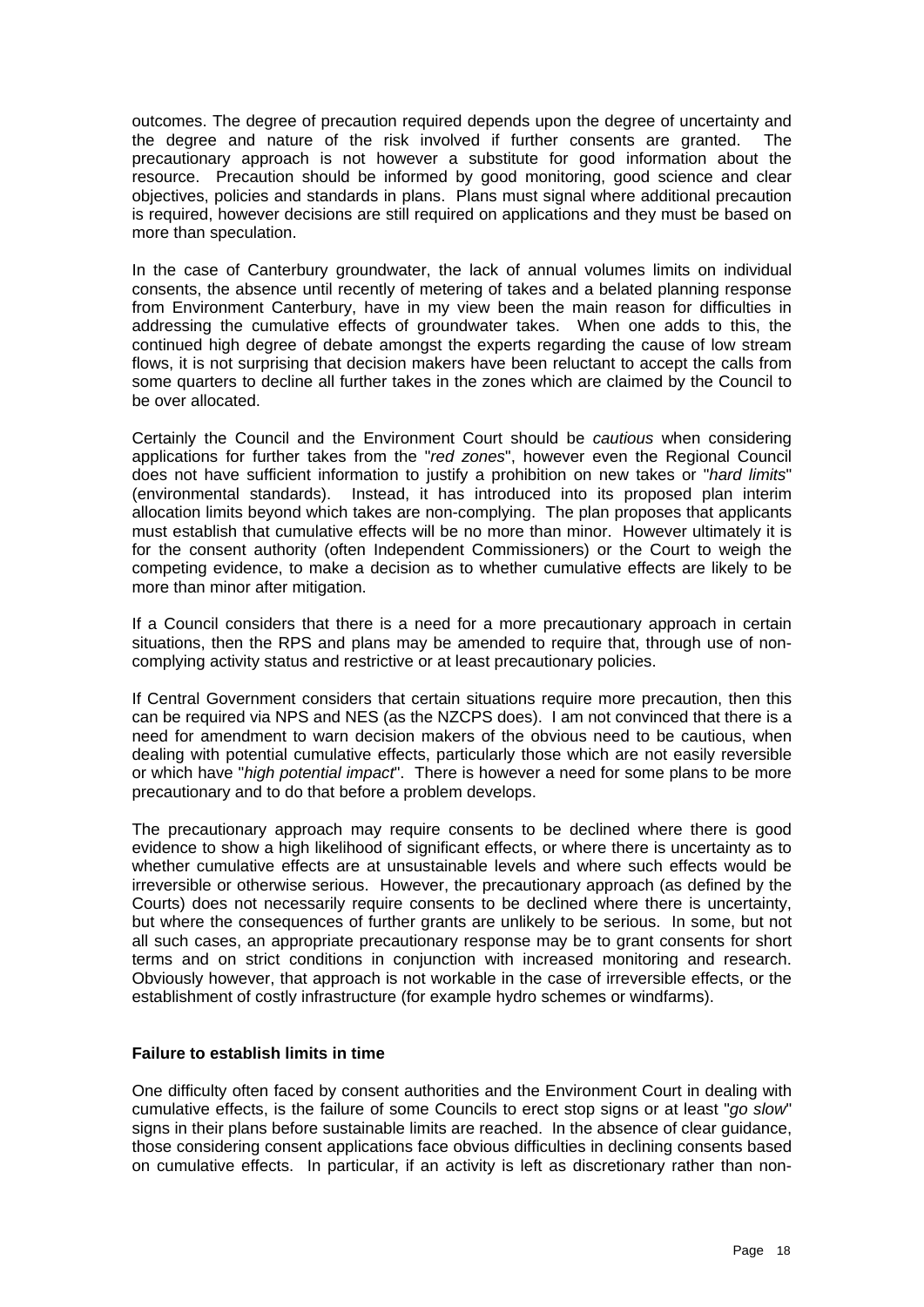outcomes. The degree of precaution required depends upon the degree of uncertainty and the degree and nature of the risk involved if further consents are granted. The precautionary approach is not however a substitute for good information about the resource. Precaution should be informed by good monitoring, good science and clear objectives, policies and standards in plans. Plans must signal where additional precaution is required, however decisions are still required on applications and they must be based on more than speculation.

In the case of Canterbury groundwater, the lack of annual volumes limits on individual consents, the absence until recently of metering of takes and a belated planning response from Environment Canterbury, have in my view been the main reason for difficulties in addressing the cumulative effects of groundwater takes. When one adds to this, the continued high degree of debate amongst the experts regarding the cause of low stream flows, it is not surprising that decision makers have been reluctant to accept the calls from some quarters to decline all further takes in the zones which are claimed by the Council to be over allocated.

Certainly the Council and the Environment Court should be *cautious* when considering applications for further takes from the "*red zones*", however even the Regional Council does not have sufficient information to justify a prohibition on new takes or "*hard limits*" (environmental standards). Instead, it has introduced into its proposed plan interim allocation limits beyond which takes are non-complying. The plan proposes that applicants must establish that cumulative effects will be no more than minor. However ultimately it is for the consent authority (often Independent Commissioners) or the Court to weigh the competing evidence, to make a decision as to whether cumulative effects are likely to be more than minor after mitigation.

If a Council considers that there is a need for a more precautionary approach in certain situations, then the RPS and plans may be amended to require that, through use of non-complying activity status and restrictive or at least precautionary policies.

If Central Government considers that certain situations require more precaution, then this can be required via NPS and NES (as the NZCPS does). I am not convinced that there is a need for amendment to warn decision makers of the obvious need to be cautious, when dealing with potential cumulative effects, particularly those which are not easily reversible or which have "*high potential impact*". There is however a need for some plans to be more precautionary and to do that before a problem develops.

The precautionary approach may require consents to be declined where there is good evidence to show a high likelihood of significant effects, or where there is uncertainty as to whether cumulative effects are at unsustainable levels and where such effects would be irreversible or otherwise serious. However, the precautionary approach (as defined by the Courts) does not necessarily require consents to be declined where there is uncertainty, but where the consequences of further grants are unlikely to be serious. In some, but not all such cases, an appropriate precautionary response may be to grant consents for short terms and on strict conditions in conjunction with increased monitoring and research. Obviously however, that approach is not workable in the case of irreversible effects, or the establishment of costly infrastructure (for example hydro schemes or windfarms).

**Failure to establish limits in time**

One difficulty often faced by consent authorities and the Environment Court in dealing with cumulative effects, is the failure of some Councils to erect stop signs or at least "*go slow*" signs in their plans before sustainable limits are reached. In the absence of clear guidance, those considering consent applications face obvious difficulties in declining consents based on cumulative effects. In particular, if an activity is left as discretionary rather than non-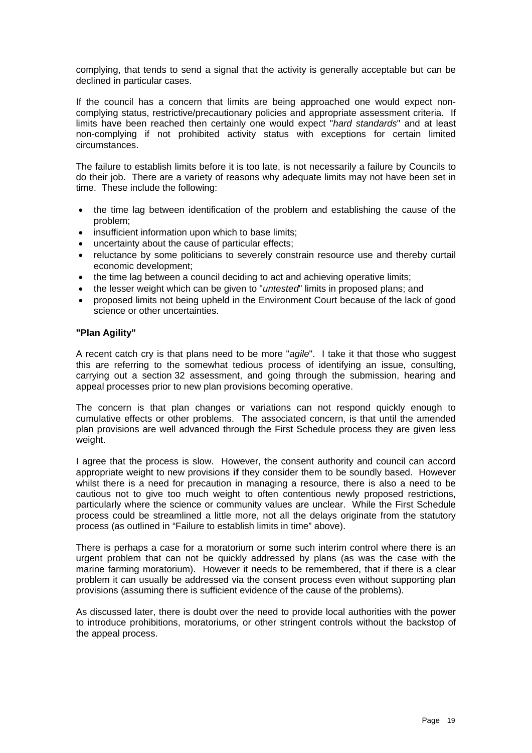complying, that tends to send a signal that the activity is generally acceptable but can be declined in particular cases.

If the council has a concern that limits are being approached one would expect non-complying status, restrictive/precautionary policies and appropriate assessment criteria. If limits have been reached then certainly one would expect "*hard standards*" and at least non-complying if not prohibited activity status with exceptions for certain limited circumstances.

The failure to establish limits before it is too late, is not necessarily a failure by Councils to do their job. There are a variety of reasons why adequate limits may not have been set in time. These include the following:

- the time lag between identification of the problem and establishing the cause of the problem;
- insufficient information upon which to base limits;
- uncertainty about the cause of particular effects;
- reluctance by some politicians to severely constrain resource use and thereby curtail economic development;
- the time lag between a council deciding to act and achieving operative limits;
- the lesser weight which can be given to "*untested*" limits in proposed plans; and
- proposed limits not being upheld in the Environment Court because of the lack of good science or other uncertainties.

**"Plan Agility"**

A recent catch cry is that plans need to be more "*agile*". I take it that those who suggest this are referring to the somewhat tedious process of identifying an issue, consulting, carrying out a section 32 assessment, and going through the submission, hearing and appeal processes prior to new plan provisions becoming operative.

The concern is that plan changes or variations can not respond quickly enough to cumulative effects or other problems. The associated concern, is that until the amended plan provisions are well advanced through the First Schedule process they are given less weight.

I agree that the process is slow. However, the consent authority and council can accord appropriate weight to new provisions **if** they consider them to be soundly based. However whilst there is a need for precaution in managing a resource, there is also a need to be cautious not to give too much weight to often contentious newly proposed restrictions, particularly where the science or community values are unclear. While the First Schedule process could be streamlined a little more, not all the delays originate from the statutory process (as outlined in "Failure to establish limits in time" above).

There is perhaps a case for a moratorium or some such interim control where there is an urgent problem that can not be quickly addressed by plans (as was the case with the marine farming moratorium). However it needs to be remembered, that if there is a clear problem it can usually be addressed via the consent process even without supporting plan provisions (assuming there is sufficient evidence of the cause of the problems).

As discussed later, there is doubt over the need to provide local authorities with the power to introduce prohibitions, moratoriums, or other stringent controls without the backstop of the appeal process.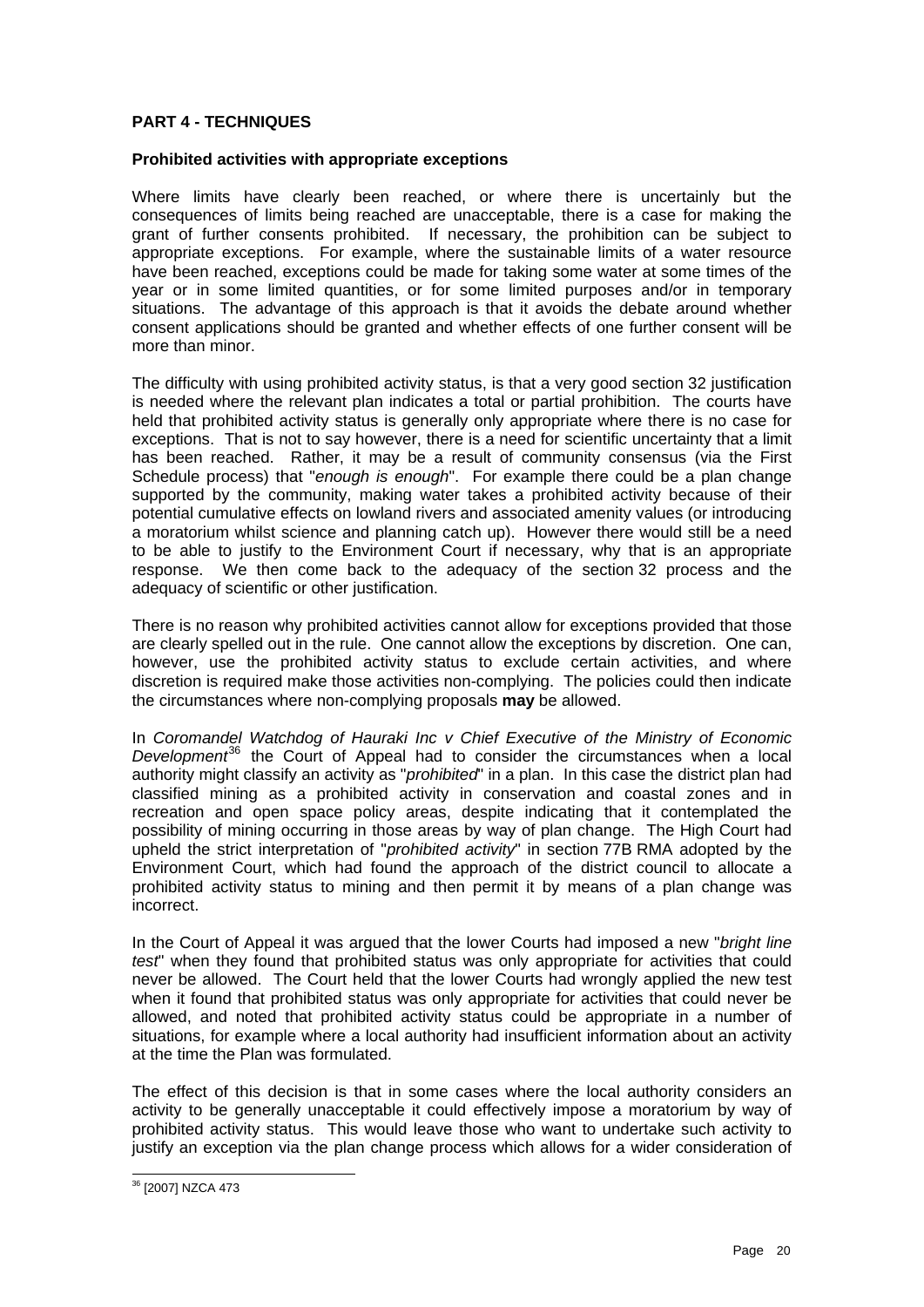## PART 4 - TECHNIQUES

### Prohibited activities with appropriate exceptions

Where limits have clearly been reached, or where there is uncertainly but the consequences of limits being reached are unacceptable, there is a case for making the grant of further consents prohibited. If necessary, the prohibition can be subject to appropriate exceptions. For example, where the sustainable limits of a water resource have been reached, exceptions could be made for taking some water at some times of the year or in some limited quantities, or for some limited purposes and/or in temporary situations. The advantage of this approach is that it avoids the debate around whether consent applications should be granted and whether effects of one further consent will be more than minor.

The difficulty with using prohibited activity status, is that a very good section 32 justification is needed where the relevant plan indicates a total or partial prohibition. The courts have held that prohibited activity status is generally only appropriate where there is no case for exceptions. That is not to say however, there is a need for scientific uncertainty that a limit has been reached. Rather, it may be a result of community consensus (via the First Schedule process) that "*enough is enough*". For example there could be a plan change supported by the community, making water takes a prohibited activity because of their potential cumulative effects on lowland rivers and associated amenity values (or introducing a moratorium whilst science and planning catch up). However there would still be a need to be able to justify to the Environment Court if necessary, why that is an appropriate response. We then come back to the adequacy of the section 32 process and the adequacy of scientific or other justification.

There is no reason why prohibited activities cannot allow for exceptions provided that those are clearly spelled out in the rule. One cannot allow the exceptions by discretion. One can, however, use the prohibited activity status to exclude certain activities, and where discretion is required make those activities non-complying. The policies could then indicate the circumstances where non-complying proposals **may** be allowed.

In *Coromandel Watchdog of Hauraki Inc v Chief Executive of the Ministry of Economic Development*[36] the Court of Appeal had to consider the circumstances when a local authority might classify an activity as "*prohibited*" in a plan. In this case the district plan had classified mining as a prohibited activity in conservation and coastal zones and in recreation and open space policy areas, despite indicating that it contemplated the possibility of mining occurring in those areas by way of plan change. The High Court had upheld the strict interpretation of "*prohibited activity*" in section 77B RMA adopted by the Environment Court, which had found the approach of the district council to allocate a prohibited activity status to mining and then permit it by means of a plan change was incorrect.

In the Court of Appeal it was argued that the lower Courts had imposed a new "*bright line test*" when they found that prohibited status was only appropriate for activities that could never be allowed. The Court held that the lower Courts had wrongly applied the new test when it found that prohibited status was only appropriate for activities that could never be allowed, and noted that prohibited activity status could be appropriate in a number of situations, for example where a local authority had insufficient information about an activity at the time the Plan was formulated.

The effect of this decision is that in some cases where the local authority considers an activity to be generally unacceptable it could effectively impose a moratorium by way of prohibited activity status. This would leave those who want to undertake such activity to justify an exception via the plan change process which allows for a wider consideration of

---

[36] [2007] NZCA 473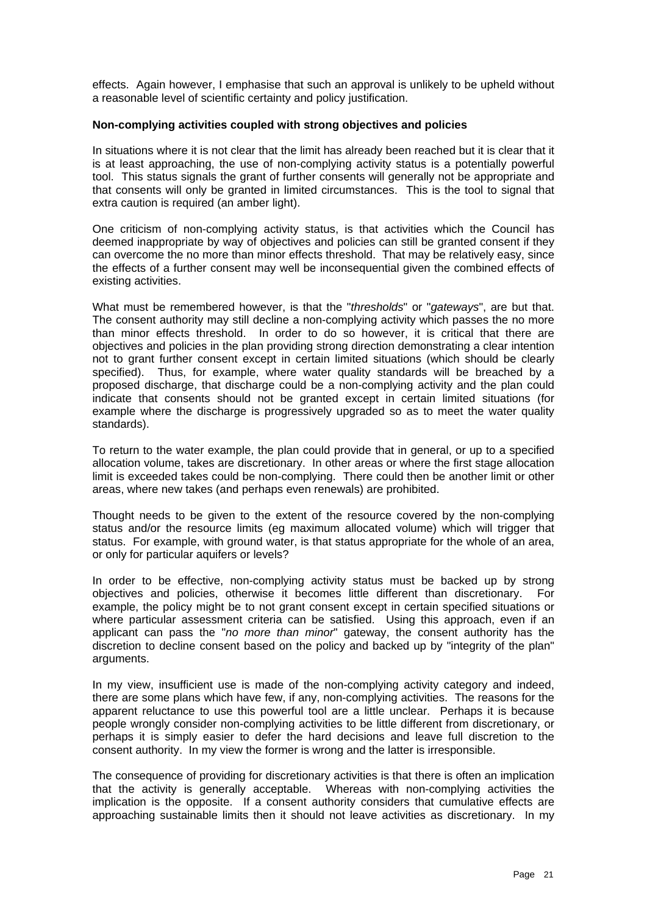effects. Again however, I emphasise that such an approval is unlikely to be upheld without a reasonable level of scientific certainty and policy justification.

**Non-complying activities coupled with strong objectives and policies**

In situations where it is not clear that the limit has already been reached but it is clear that it is at least approaching, the use of non-complying activity status is a potentially powerful tool. This status signals the grant of further consents will generally not be appropriate and that consents will only be granted in limited circumstances. This is the tool to signal that extra caution is required (an amber light).

One criticism of non-complying activity status, is that activities which the Council has deemed inappropriate by way of objectives and policies can still be granted consent if they can overcome the no more than minor effects threshold. That may be relatively easy, since the effects of a further consent may well be inconsequential given the combined effects of existing activities.

What must be remembered however, is that the "*thresholds*" or "*gateways*", are but that. The consent authority may still decline a non-complying activity which passes the no more than minor effects threshold. In order to do so however, it is critical that there are objectives and policies in the plan providing strong direction demonstrating a clear intention not to grant further consent except in certain limited situations (which should be clearly specified). Thus, for example, where water quality standards will be breached by a proposed discharge, that discharge could be a non-complying activity and the plan could indicate that consents should not be granted except in certain limited situations (for example where the discharge is progressively upgraded so as to meet the water quality standards).

To return to the water example, the plan could provide that in general, or up to a specified allocation volume, takes are discretionary. In other areas or where the first stage allocation limit is exceeded takes could be non-complying. There could then be another limit or other areas, where new takes (and perhaps even renewals) are prohibited.

Thought needs to be given to the extent of the resource covered by the non-complying status and/or the resource limits (eg maximum allocated volume) which will trigger that status. For example, with ground water, is that status appropriate for the whole of an area, or only for particular aquifers or levels?

In order to be effective, non-complying activity status must be backed up by strong objectives and policies, otherwise it becomes little different than discretionary. For example, the policy might be to not grant consent except in certain specified situations or where particular assessment criteria can be satisfied. Using this approach, even if an applicant can pass the "*no more than minor*" gateway, the consent authority has the discretion to decline consent based on the policy and backed up by "integrity of the plan" arguments.

In my view, insufficient use is made of the non-complying activity category and indeed, there are some plans which have few, if any, non-complying activities. The reasons for the apparent reluctance to use this powerful tool are a little unclear. Perhaps it is because people wrongly consider non-complying activities to be little different from discretionary, or perhaps it is simply easier to defer the hard decisions and leave full discretion to the consent authority. In my view the former is wrong and the latter is irresponsible.

The consequence of providing for discretionary activities is that there is often an implication that the activity is generally acceptable. Whereas with non-complying activities the implication is the opposite. If a consent authority considers that cumulative effects are approaching sustainable limits then it should not leave activities as discretionary. In my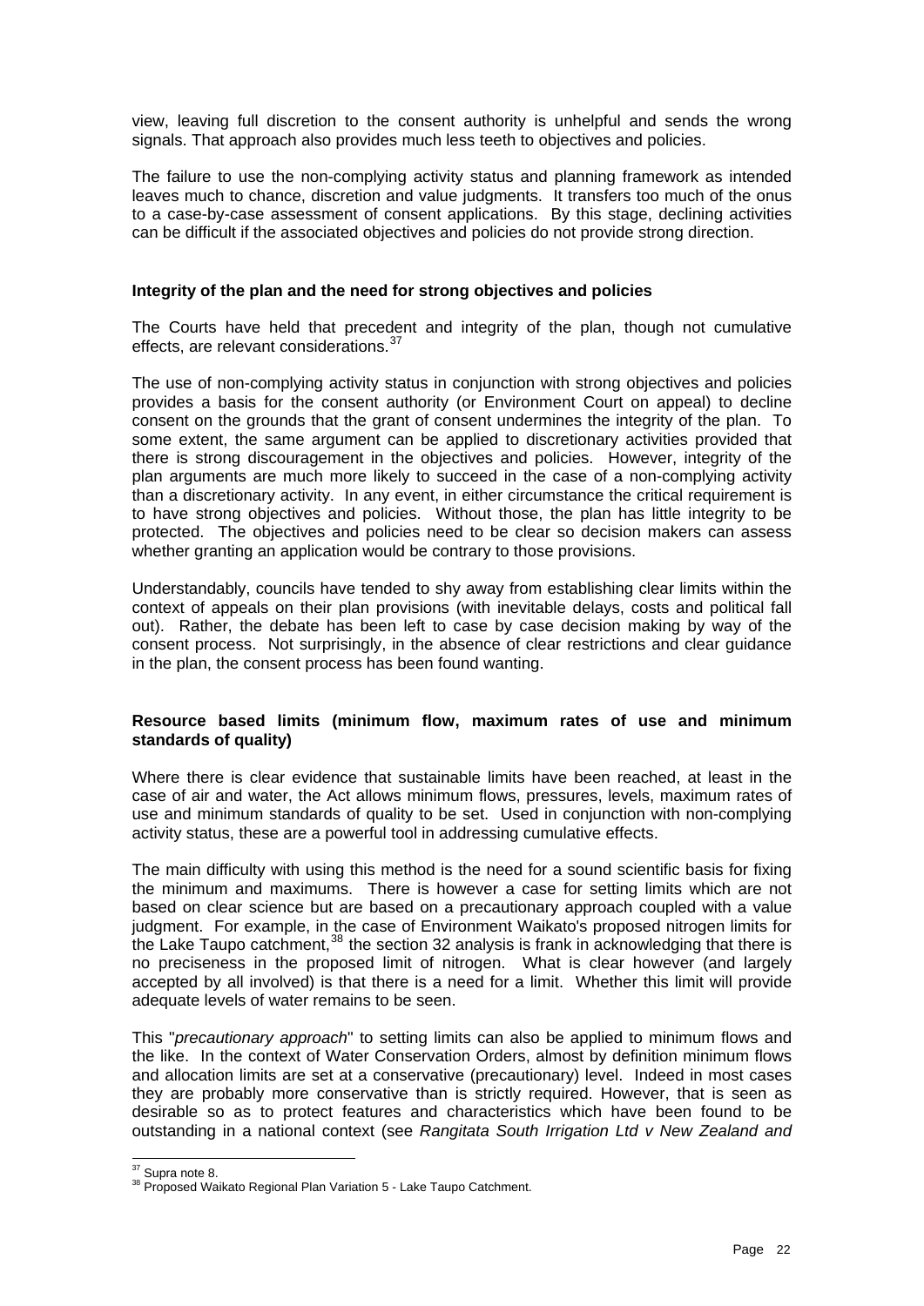view, leaving full discretion to the consent authority is unhelpful and sends the wrong signals. That approach also provides much less teeth to objectives and policies.

The failure to use the non-complying activity status and planning framework as intended leaves much to chance, discretion and value judgments. It transfers too much of the onus to a case-by-case assessment of consent applications. By this stage, declining activities can be difficult if the associated objectives and policies do not provide strong direction.

**Integrity of the plan and the need for strong objectives and policies**

The Courts have held that precedent and integrity of the plan, though not cumulative effects, are relevant considerations.[37]

The use of non-complying activity status in conjunction with strong objectives and policies provides a basis for the consent authority (or Environment Court on appeal) to decline consent on the grounds that the grant of consent undermines the integrity of the plan. To some extent, the same argument can be applied to discretionary activities provided that there is strong discouragement in the objectives and policies. However, integrity of the plan arguments are much more likely to succeed in the case of a non-complying activity than a discretionary activity. In any event, in either circumstance the critical requirement is to have strong objectives and policies. Without those, the plan has little integrity to be protected. The objectives and policies need to be clear so decision makers can assess whether granting an application would be contrary to those provisions.

Understandably, councils have tended to shy away from establishing clear limits within the context of appeals on their plan provisions (with inevitable delays, costs and political fall out). Rather, the debate has been left to case by case decision making by way of the consent process. Not surprisingly, in the absence of clear restrictions and clear guidance in the plan, the consent process has been found wanting.

**Resource based limits (minimum flow, maximum rates of use and minimum standards of quality)**

Where there is clear evidence that sustainable limits have been reached, at least in the case of air and water, the Act allows minimum flows, pressures, levels, maximum rates of use and minimum standards of quality to be set. Used in conjunction with non-complying activity status, these are a powerful tool in addressing cumulative effects.

The main difficulty with using this method is the need for a sound scientific basis for fixing the minimum and maximums. There is however a case for setting limits which are not based on clear science but are based on a precautionary approach coupled with a value judgment. For example, in the case of Environment Waikato's proposed nitrogen limits for the Lake Taupo catchment,[38] the section 32 analysis is frank in acknowledging that there is no preciseness in the proposed limit of nitrogen. What is clear however (and largely accepted by all involved) is that there is a need for a limit. Whether this limit will provide adequate levels of water remains to be seen.

This "*precautionary approach*" to setting limits can also be applied to minimum flows and the like. In the context of Water Conservation Orders, almost by definition minimum flows and allocation limits are set at a conservative (precautionary) level. Indeed in most cases they are probably more conservative than is strictly required. However, that is seen as desirable so as to protect features and characteristics which have been found to be outstanding in a national context (see *Rangitata South Irrigation Ltd v New Zealand and*

---

[37] Supra note 8.

[38] Proposed Waikato Regional Plan Variation 5 - Lake Taupo Catchment.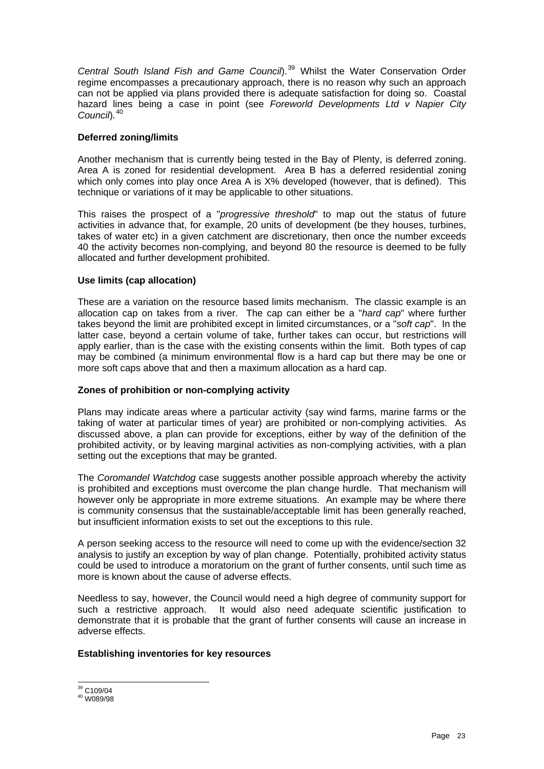*Central South Island Fish and Game Council*).[39] Whilst the Water Conservation Order regime encompasses a precautionary approach, there is no reason why such an approach can not be applied via plans provided there is adequate satisfaction for doing so. Coastal hazard lines being a case in point (see *Foreworld Developments Ltd v Napier City Council*).[40]

**Deferred zoning/limits**

Another mechanism that is currently being tested in the Bay of Plenty, is deferred zoning. Area A is zoned for residential development. Area B has a deferred residential zoning which only comes into play once Area A is X% developed (however, that is defined). This technique or variations of it may be applicable to other situations.

This raises the prospect of a "*progressive threshold*" to map out the status of future activities in advance that, for example, 20 units of development (be they houses, turbines, takes of water etc) in a given catchment are discretionary, then once the number exceeds 40 the activity becomes non-complying, and beyond 80 the resource is deemed to be fully allocated and further development prohibited.

**Use limits (cap allocation)**

These are a variation on the resource based limits mechanism. The classic example is an allocation cap on takes from a river. The cap can either be a "*hard cap*" where further takes beyond the limit are prohibited except in limited circumstances, or a "*soft cap*". In the latter case, beyond a certain volume of take, further takes can occur, but restrictions will apply earlier, than is the case with the existing consents within the limit. Both types of cap may be combined (a minimum environmental flow is a hard cap but there may be one or more soft caps above that and then a maximum allocation as a hard cap.

**Zones of prohibition or non-complying activity**

Plans may indicate areas where a particular activity (say wind farms, marine farms or the taking of water at particular times of year) are prohibited or non-complying activities. As discussed above, a plan can provide for exceptions, either by way of the definition of the prohibited activity, or by leaving marginal activities as non-complying activities, with a plan setting out the exceptions that may be granted.

The *Coromandel Watchdog* case suggests another possible approach whereby the activity is prohibited and exceptions must overcome the plan change hurdle. That mechanism will however only be appropriate in more extreme situations. An example may be where there is community consensus that the sustainable/acceptable limit has been generally reached, but insufficient information exists to set out the exceptions to this rule.

A person seeking access to the resource will need to come up with the evidence/section 32 analysis to justify an exception by way of plan change. Potentially, prohibited activity status could be used to introduce a moratorium on the grant of further consents, until such time as more is known about the cause of adverse effects.

Needless to say, however, the Council would need a high degree of community support for such a restrictive approach. It would also need adequate scientific justification to demonstrate that it is probable that the grant of further consents will cause an increase in adverse effects.

**Establishing inventories for key resources**

[39] C109/04
[40] W089/98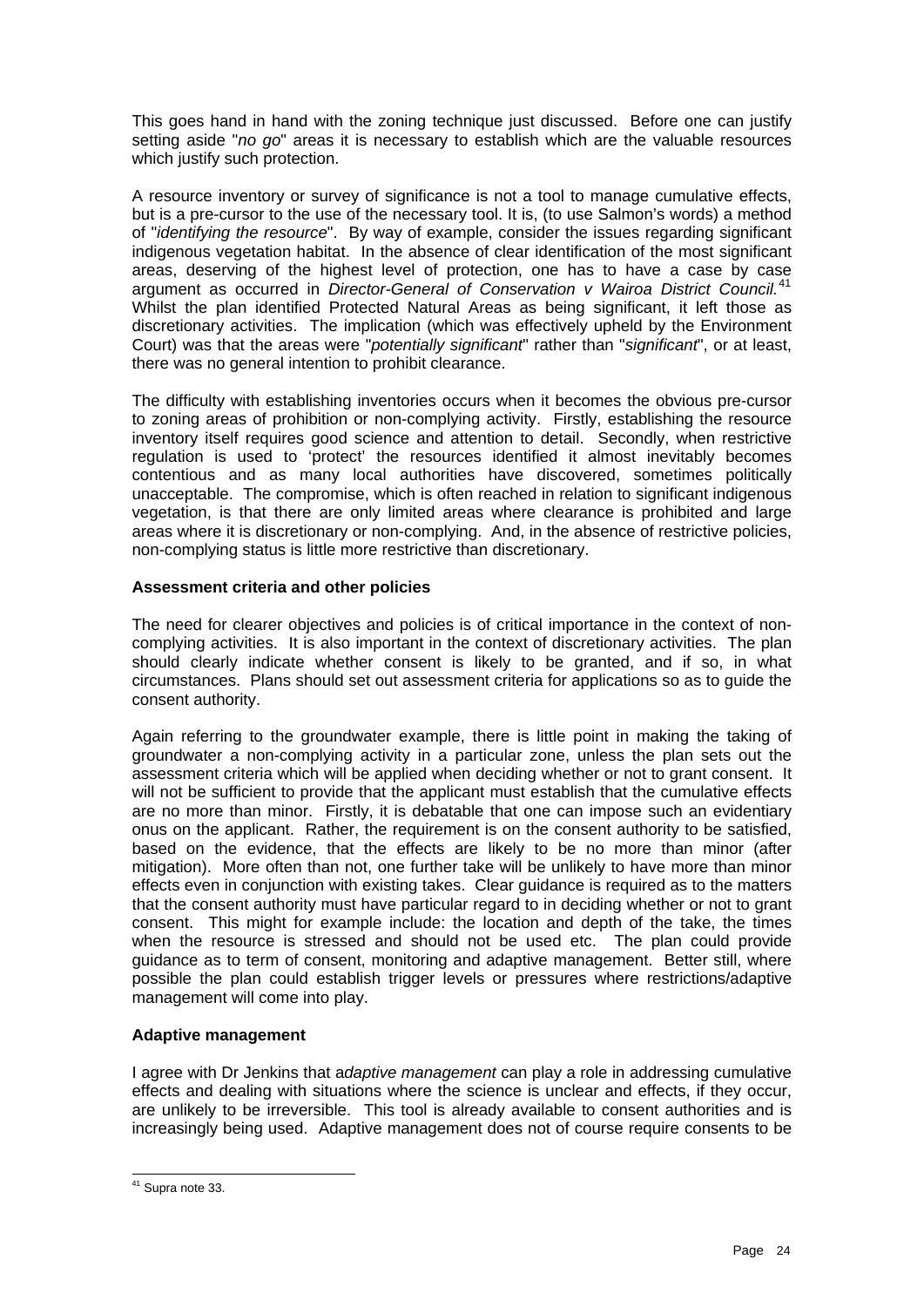This goes hand in hand with the zoning technique just discussed. Before one can justify setting aside "*no go*" areas it is necessary to establish which are the valuable resources which justify such protection.

A resource inventory or survey of significance is not a tool to manage cumulative effects, but is a pre-cursor to the use of the necessary tool. It is, (to use Salmon's words) a method of "*identifying the resource*". By way of example, consider the issues regarding significant indigenous vegetation habitat. In the absence of clear identification of the most significant areas, deserving of the highest level of protection, one has to have a case by case argument as occurred in *Director-General of Conservation v Wairoa District Council.*[41] Whilst the plan identified Protected Natural Areas as being significant, it left those as discretionary activities. The implication (which was effectively upheld by the Environment Court) was that the areas were "*potentially significant*" rather than "*significant*", or at least, there was no general intention to prohibit clearance.

The difficulty with establishing inventories occurs when it becomes the obvious pre-cursor to zoning areas of prohibition or non-complying activity. Firstly, establishing the resource inventory itself requires good science and attention to detail. Secondly, when restrictive regulation is used to 'protect' the resources identified it almost inevitably becomes contentious and as many local authorities have discovered, sometimes politically unacceptable. The compromise, which is often reached in relation to significant indigenous vegetation, is that there are only limited areas where clearance is prohibited and large areas where it is discretionary or non-complying. And, in the absence of restrictive policies, non-complying status is little more restrictive than discretionary.

**Assessment criteria and other policies**

The need for clearer objectives and policies is of critical importance in the context of non-complying activities. It is also important in the context of discretionary activities. The plan should clearly indicate whether consent is likely to be granted, and if so, in what circumstances. Plans should set out assessment criteria for applications so as to guide the consent authority.

Again referring to the groundwater example, there is little point in making the taking of groundwater a non-complying activity in a particular zone, unless the plan sets out the assessment criteria which will be applied when deciding whether or not to grant consent. It will not be sufficient to provide that the applicant must establish that the cumulative effects are no more than minor. Firstly, it is debatable that one can impose such an evidentiary onus on the applicant. Rather, the requirement is on the consent authority to be satisfied, based on the evidence, that the effects are likely to be no more than minor (after mitigation). More often than not, one further take will be unlikely to have more than minor effects even in conjunction with existing takes. Clear guidance is required as to the matters that the consent authority must have particular regard to in deciding whether or not to grant consent. This might for example include: the location and depth of the take, the times when the resource is stressed and should not be used etc. The plan could provide guidance as to term of consent, monitoring and adaptive management. Better still, where possible the plan could establish trigger levels or pressures where restrictions/adaptive management will come into play.

**Adaptive management**

I agree with Dr Jenkins that a*daptive management* can play a role in addressing cumulative effects and dealing with situations where the science is unclear and effects, if they occur, are unlikely to be irreversible. This tool is already available to consent authorities and is increasingly being used. Adaptive management does not of course require consents to be

[41] Supra note 33.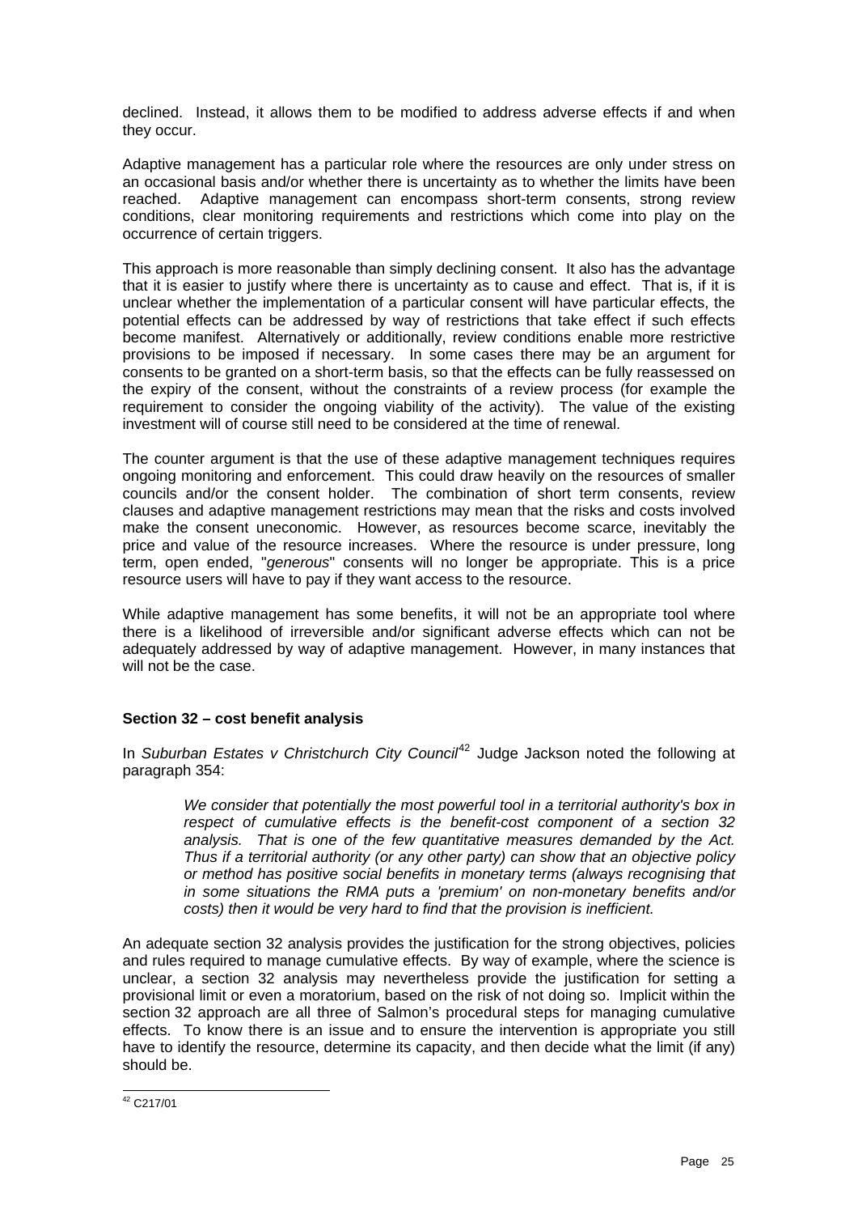declined. Instead, it allows them to be modified to address adverse effects if and when they occur.

Adaptive management has a particular role where the resources are only under stress on an occasional basis and/or whether there is uncertainty as to whether the limits have been reached. Adaptive management can encompass short-term consents, strong review conditions, clear monitoring requirements and restrictions which come into play on the occurrence of certain triggers.

This approach is more reasonable than simply declining consent. It also has the advantage that it is easier to justify where there is uncertainty as to cause and effect. That is, if it is unclear whether the implementation of a particular consent will have particular effects, the potential effects can be addressed by way of restrictions that take effect if such effects become manifest. Alternatively or additionally, review conditions enable more restrictive provisions to be imposed if necessary. In some cases there may be an argument for consents to be granted on a short-term basis, so that the effects can be fully reassessed on the expiry of the consent, without the constraints of a review process (for example the requirement to consider the ongoing viability of the activity). The value of the existing investment will of course still need to be considered at the time of renewal.

The counter argument is that the use of these adaptive management techniques requires ongoing monitoring and enforcement. This could draw heavily on the resources of smaller councils and/or the consent holder. The combination of short term consents, review clauses and adaptive management restrictions may mean that the risks and costs involved make the consent uneconomic. However, as resources become scarce, inevitably the price and value of the resource increases. Where the resource is under pressure, long term, open ended, "*generous*" consents will no longer be appropriate. This is a price resource users will have to pay if they want access to the resource.

While adaptive management has some benefits, it will not be an appropriate tool where there is a likelihood of irreversible and/or significant adverse effects which can not be adequately addressed by way of adaptive management. However, in many instances that will not be the case.

### Section 32 – cost benefit analysis

In *Suburban Estates v Christchurch City Council*[42] Judge Jackson noted the following at paragraph 354:

> *We consider that potentially the most powerful tool in a territorial authority's box in respect of cumulative effects is the benefit-cost component of a section 32 analysis. That is one of the few quantitative measures demanded by the Act. Thus if a territorial authority (or any other party) can show that an objective policy or method has positive social benefits in monetary terms (always recognising that in some situations the RMA puts a 'premium' on non-monetary benefits and/or costs) then it would be very hard to find that the provision is inefficient.*

An adequate section 32 analysis provides the justification for the strong objectives, policies and rules required to manage cumulative effects. By way of example, where the science is unclear, a section 32 analysis may nevertheless provide the justification for setting a provisional limit or even a moratorium, based on the risk of not doing so. Implicit within the section 32 approach are all three of Salmon's procedural steps for managing cumulative effects. To know there is an issue and to ensure the intervention is appropriate you still have to identify the resource, determine its capacity, and then decide what the limit (if any) should be.

[42] C217/01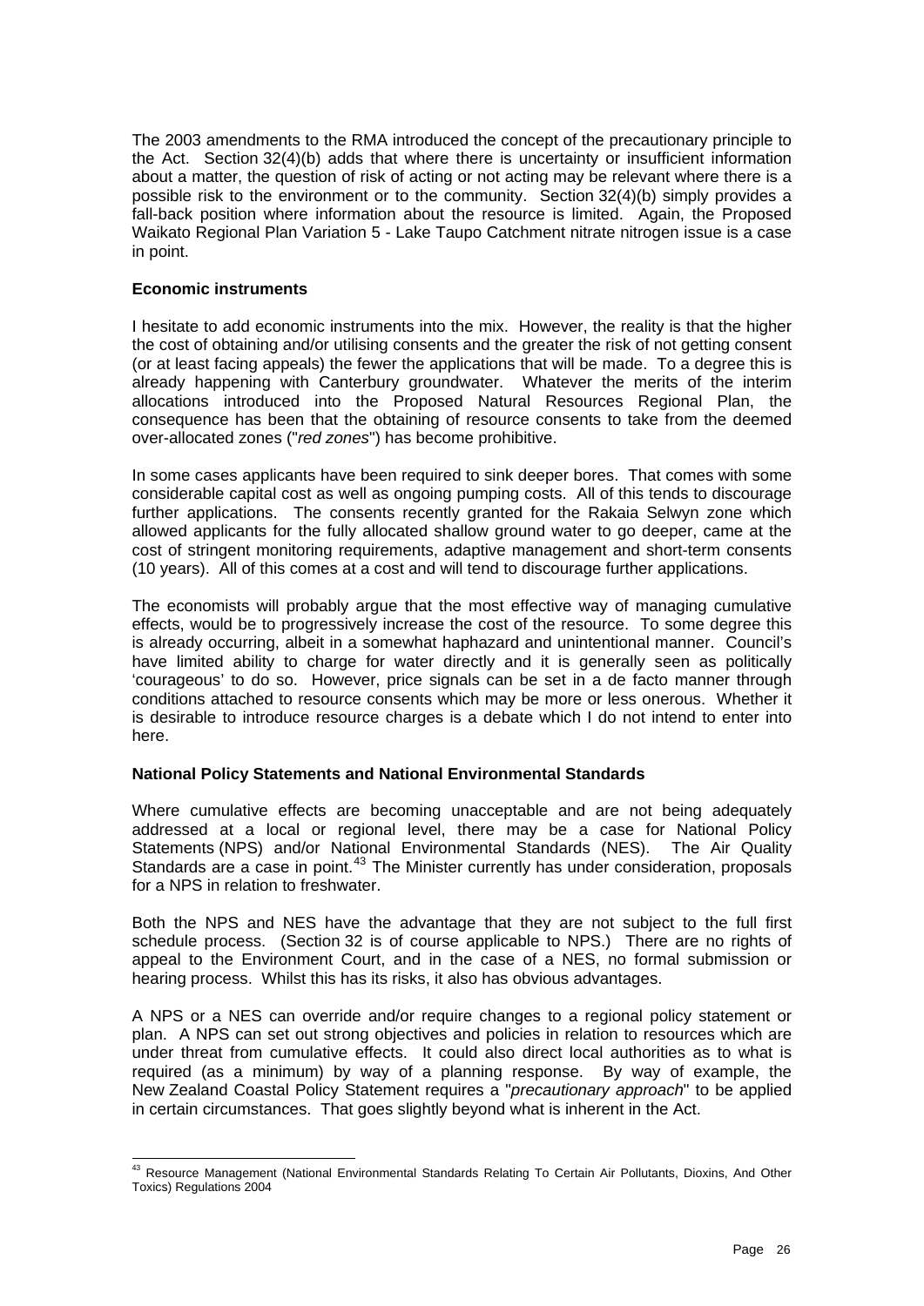The 2003 amendments to the RMA introduced the concept of the precautionary principle to the Act. Section 32(4)(b) adds that where there is uncertainty or insufficient information about a matter, the question of risk of acting or not acting may be relevant where there is a possible risk to the environment or to the community. Section 32(4)(b) simply provides a fall-back position where information about the resource is limited. Again, the Proposed Waikato Regional Plan Variation 5 - Lake Taupo Catchment nitrate nitrogen issue is a case in point.

**Economic instruments**

I hesitate to add economic instruments into the mix. However, the reality is that the higher the cost of obtaining and/or utilising consents and the greater the risk of not getting consent (or at least facing appeals) the fewer the applications that will be made. To a degree this is already happening with Canterbury groundwater. Whatever the merits of the interim allocations introduced into the Proposed Natural Resources Regional Plan, the consequence has been that the obtaining of resource consents to take from the deemed over-allocated zones ("*red zones*") has become prohibitive.

In some cases applicants have been required to sink deeper bores. That comes with some considerable capital cost as well as ongoing pumping costs. All of this tends to discourage further applications. The consents recently granted for the Rakaia Selwyn zone which allowed applicants for the fully allocated shallow ground water to go deeper, came at the cost of stringent monitoring requirements, adaptive management and short-term consents (10 years). All of this comes at a cost and will tend to discourage further applications.

The economists will probably argue that the most effective way of managing cumulative effects, would be to progressively increase the cost of the resource. To some degree this is already occurring, albeit in a somewhat haphazard and unintentional manner. Council's have limited ability to charge for water directly and it is generally seen as politically 'courageous' to do so. However, price signals can be set in a de facto manner through conditions attached to resource consents which may be more or less onerous. Whether it is desirable to introduce resource charges is a debate which I do not intend to enter into here.

**National Policy Statements and National Environmental Standards**

Where cumulative effects are becoming unacceptable and are not being adequately addressed at a local or regional level, there may be a case for National Policy Statements (NPS) and/or National Environmental Standards (NES). The Air Quality Standards are a case in point.[43] The Minister currently has under consideration, proposals for a NPS in relation to freshwater.

Both the NPS and NES have the advantage that they are not subject to the full first schedule process. (Section 32 is of course applicable to NPS.) There are no rights of appeal to the Environment Court, and in the case of a NES, no formal submission or hearing process. Whilst this has its risks, it also has obvious advantages.

A NPS or a NES can override and/or require changes to a regional policy statement or plan. A NPS can set out strong objectives and policies in relation to resources which are under threat from cumulative effects. It could also direct local authorities as to what is required (as a minimum) by way of a planning response. By way of example, the New Zealand Coastal Policy Statement requires a "*precautionary approach*" to be applied in certain circumstances. That goes slightly beyond what is inherent in the Act.

---

[43] Resource Management (National Environmental Standards Relating To Certain Air Pollutants, Dioxins, And Other Toxics) Regulations 2004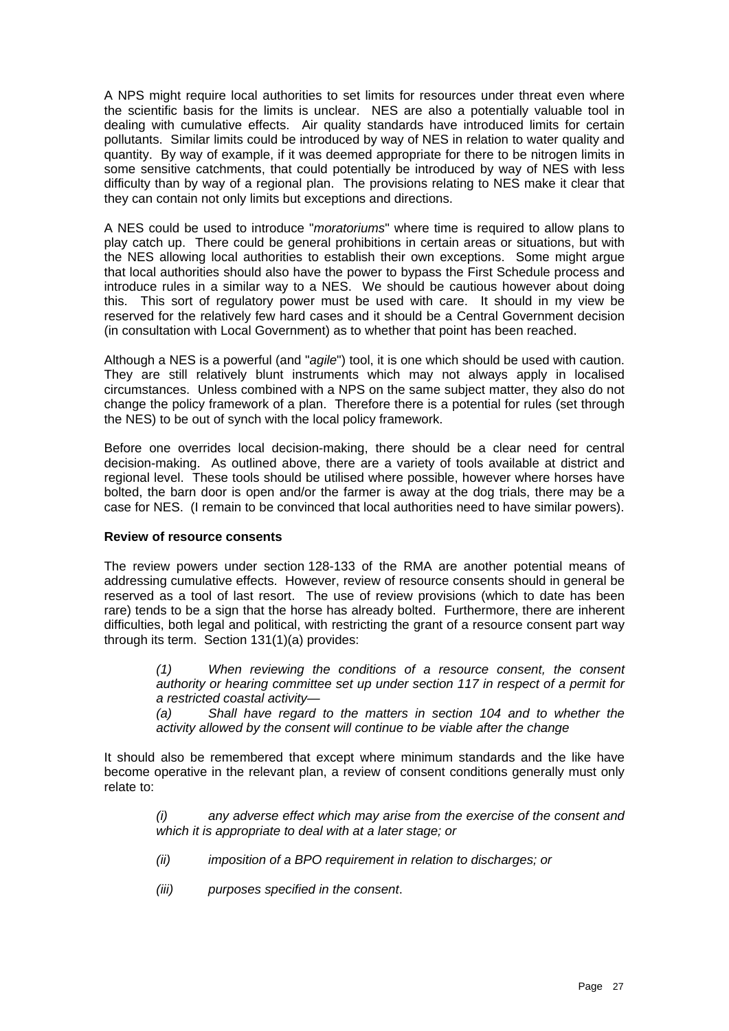A NPS might require local authorities to set limits for resources under threat even where the scientific basis for the limits is unclear. NES are also a potentially valuable tool in dealing with cumulative effects. Air quality standards have introduced limits for certain pollutants. Similar limits could be introduced by way of NES in relation to water quality and quantity. By way of example, if it was deemed appropriate for there to be nitrogen limits in some sensitive catchments, that could potentially be introduced by way of NES with less difficulty than by way of a regional plan. The provisions relating to NES make it clear that they can contain not only limits but exceptions and directions.

A NES could be used to introduce "*moratoriums*" where time is required to allow plans to play catch up. There could be general prohibitions in certain areas or situations, but with the NES allowing local authorities to establish their own exceptions. Some might argue that local authorities should also have the power to bypass the First Schedule process and introduce rules in a similar way to a NES. We should be cautious however about doing this. This sort of regulatory power must be used with care. It should in my view be reserved for the relatively few hard cases and it should be a Central Government decision (in consultation with Local Government) as to whether that point has been reached.

Although a NES is a powerful (and "*agile*") tool, it is one which should be used with caution. They are still relatively blunt instruments which may not always apply in localised circumstances. Unless combined with a NPS on the same subject matter, they also do not change the policy framework of a plan. Therefore there is a potential for rules (set through the NES) to be out of synch with the local policy framework.

Before one overrides local decision-making, there should be a clear need for central decision-making. As outlined above, there are a variety of tools available at district and regional level. These tools should be utilised where possible, however where horses have bolted, the barn door is open and/or the farmer is away at the dog trials, there may be a case for NES. (I remain to be convinced that local authorities need to have similar powers).

**Review of resource consents**

The review powers under section 128-133 of the RMA are another potential means of addressing cumulative effects. However, review of resource consents should in general be reserved as a tool of last resort. The use of review provisions (which to date has been rare) tends to be a sign that the horse has already bolted. Furthermore, there are inherent difficulties, both legal and political, with restricting the grant of a resource consent part way through its term. Section 131(1)(a) provides:

> *(1) When reviewing the conditions of a resource consent, the consent authority or hearing committee set up under section 117 in respect of a permit for a restricted coastal activity—*
>
> *(a) Shall have regard to the matters in section 104 and to whether the activity allowed by the consent will continue to be viable after the change*

It should also be remembered that except where minimum standards and the like have become operative in the relevant plan, a review of consent conditions generally must only relate to:

> *(i) any adverse effect which may arise from the exercise of the consent and which it is appropriate to deal with at a later stage; or*
>
> *(ii) imposition of a BPO requirement in relation to discharges; or*
>
> *(iii) purposes specified in the consent*.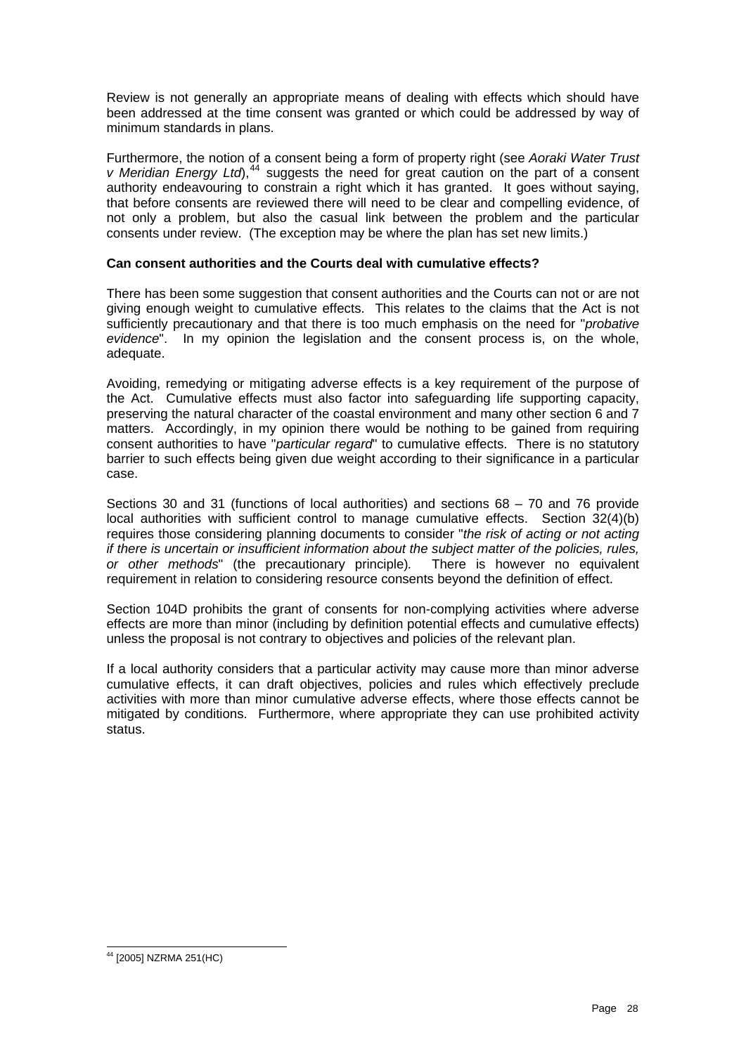Review is not generally an appropriate means of dealing with effects which should have been addressed at the time consent was granted or which could be addressed by way of minimum standards in plans.

Furthermore, the notion of a consent being a form of property right (see *Aoraki Water Trust v Meridian Energy Ltd*),[44] suggests the need for great caution on the part of a consent authority endeavouring to constrain a right which it has granted. It goes without saying, that before consents are reviewed there will need to be clear and compelling evidence, of not only a problem, but also the casual link between the problem and the particular consents under review. (The exception may be where the plan has set new limits.)

**Can consent authorities and the Courts deal with cumulative effects?**

There has been some suggestion that consent authorities and the Courts can not or are not giving enough weight to cumulative effects. This relates to the claims that the Act is not sufficiently precautionary and that there is too much emphasis on the need for "*probative evidence*". In my opinion the legislation and the consent process is, on the whole, adequate.

Avoiding, remedying or mitigating adverse effects is a key requirement of the purpose of the Act. Cumulative effects must also factor into safeguarding life supporting capacity, preserving the natural character of the coastal environment and many other section 6 and 7 matters. Accordingly, in my opinion there would be nothing to be gained from requiring consent authorities to have "*particular regard*" to cumulative effects. There is no statutory barrier to such effects being given due weight according to their significance in a particular case.

Sections 30 and 31 (functions of local authorities) and sections 68 – 70 and 76 provide local authorities with sufficient control to manage cumulative effects. Section 32(4)(b) requires those considering planning documents to consider "*the risk of acting or not acting if there is uncertain or insufficient information about the subject matter of the policies, rules, or other methods*" (the precautionary principle). There is however no equivalent requirement in relation to considering resource consents beyond the definition of effect.

Section 104D prohibits the grant of consents for non-complying activities where adverse effects are more than minor (including by definition potential effects and cumulative effects) unless the proposal is not contrary to objectives and policies of the relevant plan.

If a local authority considers that a particular activity may cause more than minor adverse cumulative effects, it can draft objectives, policies and rules which effectively preclude activities with more than minor cumulative adverse effects, where those effects cannot be mitigated by conditions. Furthermore, where appropriate they can use prohibited activity status.

[44] [2005] NZRMA 251(HC)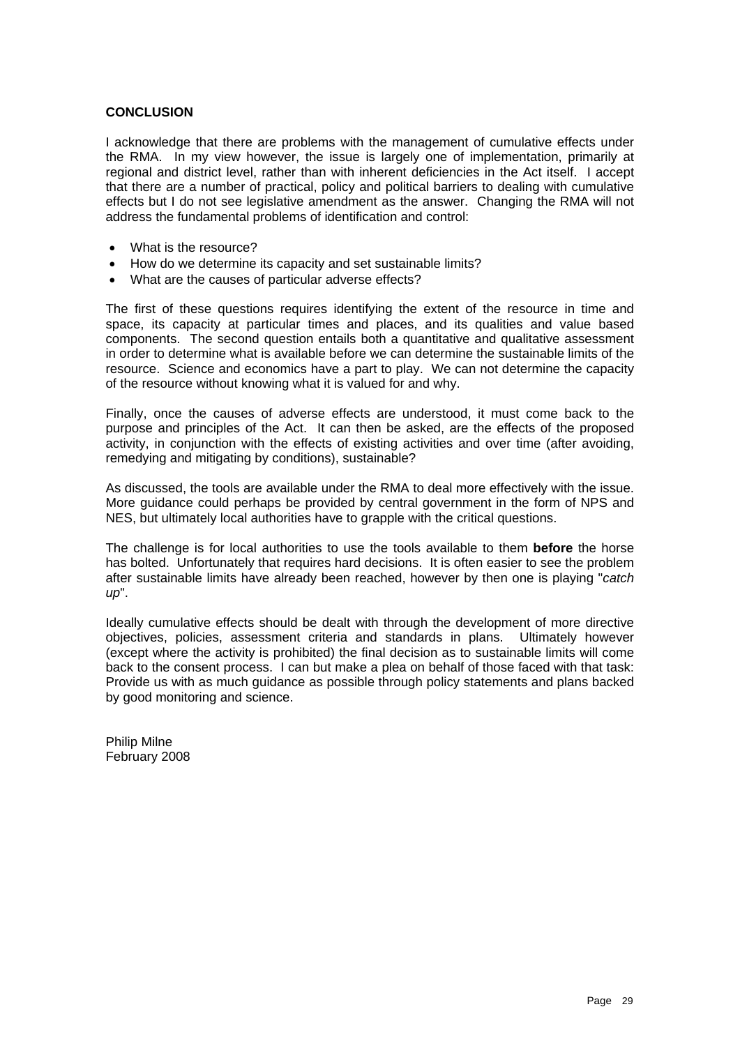## CONCLUSION

I acknowledge that there are problems with the management of cumulative effects under the RMA. In my view however, the issue is largely one of implementation, primarily at regional and district level, rather than with inherent deficiencies in the Act itself. I accept that there are a number of practical, policy and political barriers to dealing with cumulative effects but I do not see legislative amendment as the answer. Changing the RMA will not address the fundamental problems of identification and control:

- What is the resource?
- How do we determine its capacity and set sustainable limits?
- What are the causes of particular adverse effects?

The first of these questions requires identifying the extent of the resource in time and space, its capacity at particular times and places, and its qualities and value based components. The second question entails both a quantitative and qualitative assessment in order to determine what is available before we can determine the sustainable limits of the resource. Science and economics have a part to play. We can not determine the capacity of the resource without knowing what it is valued for and why.

Finally, once the causes of adverse effects are understood, it must come back to the purpose and principles of the Act. It can then be asked, are the effects of the proposed activity, in conjunction with the effects of existing activities and over time (after avoiding, remedying and mitigating by conditions), sustainable?

As discussed, the tools are available under the RMA to deal more effectively with the issue. More guidance could perhaps be provided by central government in the form of NPS and NES, but ultimately local authorities have to grapple with the critical questions.

The challenge is for local authorities to use the tools available to them **before** the horse has bolted. Unfortunately that requires hard decisions. It is often easier to see the problem after sustainable limits have already been reached, however by then one is playing "*catch up*".

Ideally cumulative effects should be dealt with through the development of more directive objectives, policies, assessment criteria and standards in plans. Ultimately however (except where the activity is prohibited) the final decision as to sustainable limits will come back to the consent process. I can but make a plea on behalf of those faced with that task: Provide us with as much guidance as possible through policy statements and plans backed by good monitoring and science.

Philip Milne
February 2008